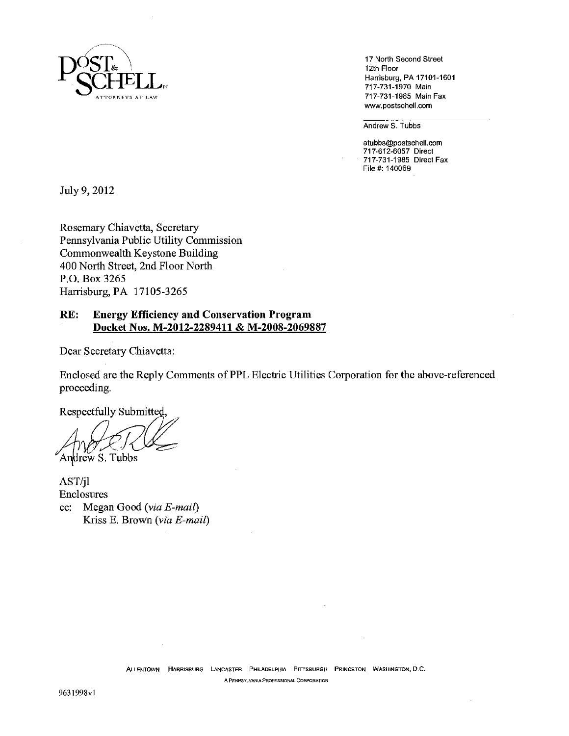POST & SCHELL PC
ATTORNEYS AT LAW

17 North Second Street
12th Floor
Harrisburg, PA 17101-1601
717-731-1970 Main
717-731-1985 Main Fax
www.postschell.com

Andrew S. Tubbs

atubbs@postschell.com
717-612-6057 Direct
717-731-1985 Direct Fax
File #: 140069

July 9, 2012

Rosemary Chiavetta, Secretary
Pennsylvania Public Utility Commission
Commonwealth Keystone Building
400 North Street, 2nd Floor North
P.O. Box 3265
Harrisburg, PA 17105-3265

**RE: Energy Efficiency and Conservation Program**
**Docket Nos. M-2012-2289411 & M-2008-2069887**

Dear Secretary Chiavetta:

Enclosed are the Reply Comments of PPL Electric Utilities Corporation for the above-referenced proceeding.

Respectfully Submitted,

Andrew S. Tubbs

AST/jl
Enclosures
cc: Megan Good (*via E-mail*)
Kriss E. Brown (*via E-mail*)

ALLENTOWN HARRISBURG LANCASTER PHILADELPHIA PITTSBURGH PRINCETON WASHINGTON, D.C.
A PENNSYLVANIA PROFESSIONAL CORPORATION

9631998v1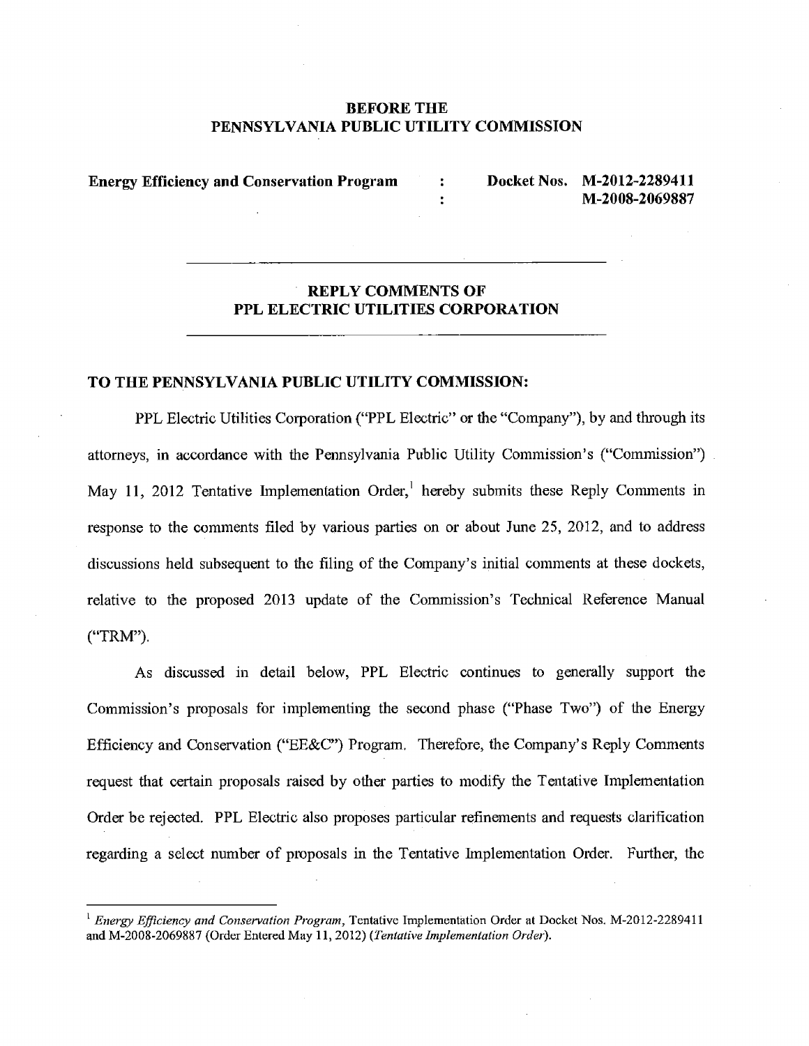**BEFORE THE**
**PENNSYLVANIA PUBLIC UTILITY COMMISSION**

| | | |
|---|---|---|
| **Energy Efficiency and Conservation Program** | : | **Docket Nos. M-2012-2289411** |
| | : | **M-2008-2069887** |

---

**REPLY COMMENTS OF**
**PPL ELECTRIC UTILITIES CORPORATION**

---

**TO THE PENNSYLVANIA PUBLIC UTILITY COMMISSION:**

PPL Electric Utilities Corporation ("PPL Electric" or the "Company"), by and through its attorneys, in accordance with the Pennsylvania Public Utility Commission's ("Commission") May 11, 2012 Tentative Implementation Order,[1] hereby submits these Reply Comments in response to the comments filed by various parties on or about June 25, 2012, and to address discussions held subsequent to the filing of the Company's initial comments at these dockets, relative to the proposed 2013 update of the Commission's Technical Reference Manual ("TRM").

As discussed in detail below, PPL Electric continues to generally support the Commission's proposals for implementing the second phase ("Phase Two") of the Energy Efficiency and Conservation ("EE&C") Program. Therefore, the Company's Reply Comments request that certain proposals raised by other parties to modify the Tentative Implementation Order be rejected. PPL Electric also proposes particular refinements and requests clarification regarding a select number of proposals in the Tentative Implementation Order. Further, the

---

[1] *Energy Efficiency and Conservation Program*, Tentative Implementation Order at Docket Nos. M-2012-2289411 and M-2008-2069887 (Order Entered May 11, 2012) (*Tentative Implementation Order*).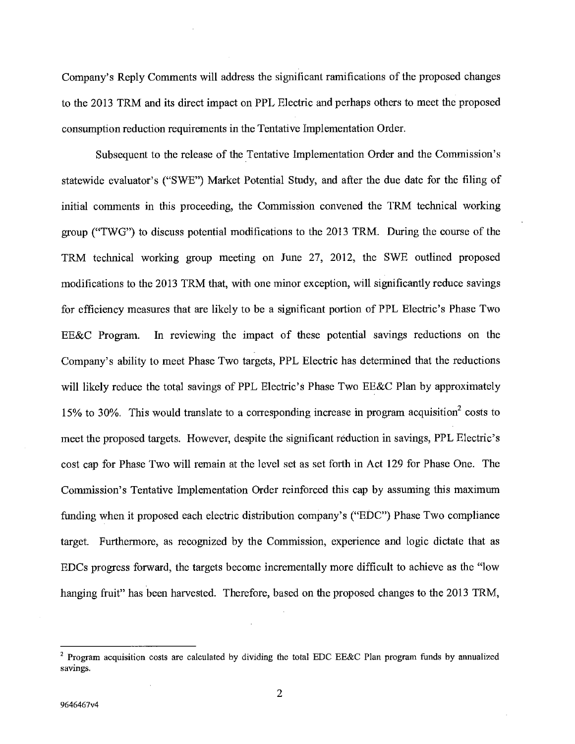Company's Reply Comments will address the significant ramifications of the proposed changes to the 2013 TRM and its direct impact on PPL Electric and perhaps others to meet the proposed consumption reduction requirements in the Tentative Implementation Order.

Subsequent to the release of the Tentative Implementation Order and the Commission's statewide evaluator's ("SWE") Market Potential Study, and after the due date for the filing of initial comments in this proceeding, the Commission convened the TRM technical working group ("TWG") to discuss potential modifications to the 2013 TRM. During the course of the TRM technical working group meeting on June 27, 2012, the SWE outlined proposed modifications to the 2013 TRM that, with one minor exception, will significantly reduce savings for efficiency measures that are likely to be a significant portion of PPL Electric's Phase Two EE&C Program. In reviewing the impact of these potential savings reductions on the Company's ability to meet Phase Two targets, PPL Electric has determined that the reductions will likely reduce the total savings of PPL Electric's Phase Two EE&C Plan by approximately 15% to 30%. This would translate to a corresponding increase in program acquisition[2] costs to meet the proposed targets. However, despite the significant reduction in savings, PPL Electric's cost cap for Phase Two will remain at the level set as set forth in Act 129 for Phase One. The Commission's Tentative Implementation Order reinforced this cap by assuming this maximum funding when it proposed each electric distribution company's ("EDC") Phase Two compliance target. Furthermore, as recognized by the Commission, experience and logic dictate that as EDCs progress forward, the targets become incrementally more difficult to achieve as the "low hanging fruit" has been harvested. Therefore, based on the proposed changes to the 2013 TRM,

[2] Program acquisition costs are calculated by dividing the total EDC EE&C Plan program funds by annualized savings.

9646467v4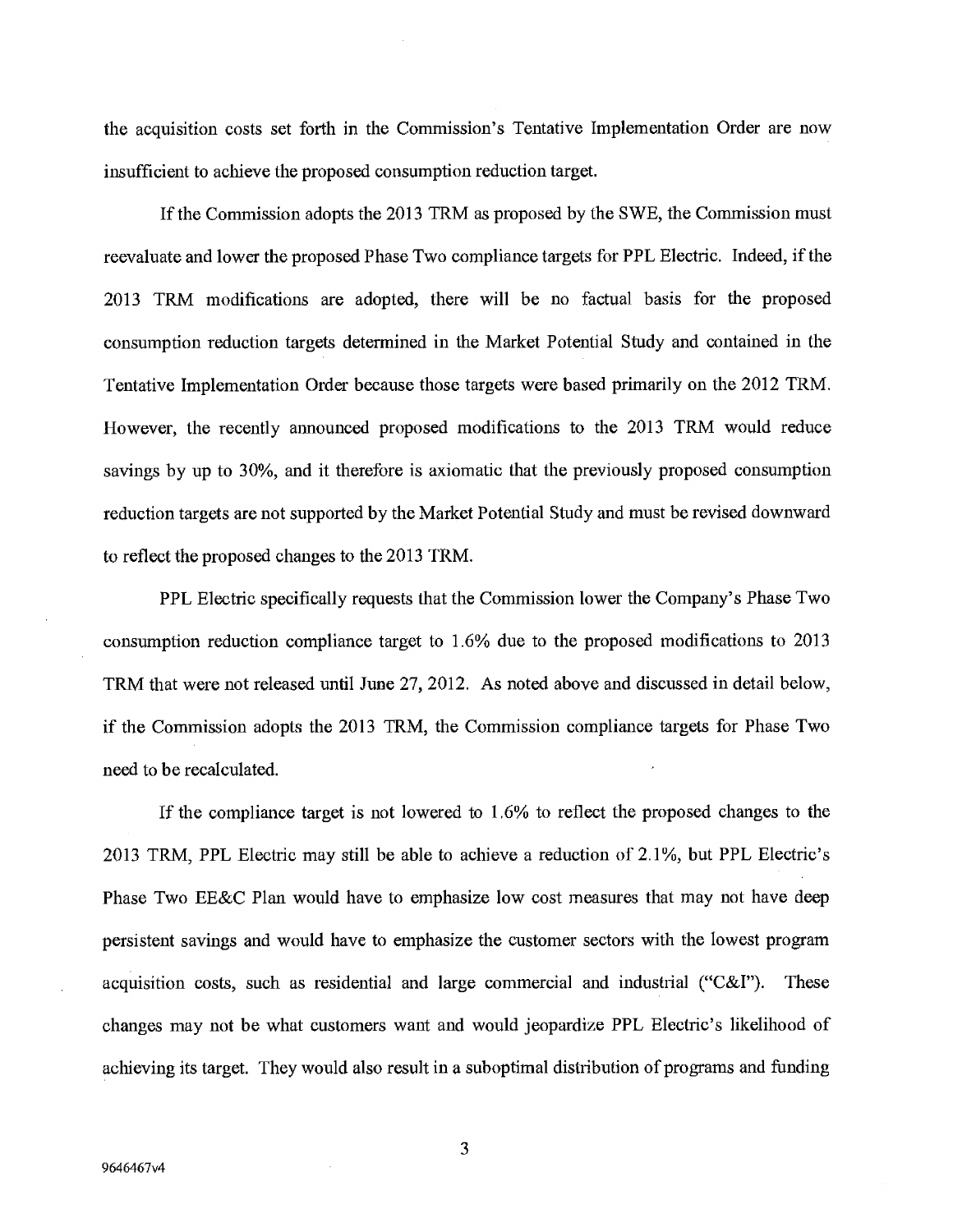the acquisition costs set forth in the Commission's Tentative Implementation Order are now insufficient to achieve the proposed consumption reduction target.

If the Commission adopts the 2013 TRM as proposed by the SWE, the Commission must reevaluate and lower the proposed Phase Two compliance targets for PPL Electric. Indeed, if the 2013 TRM modifications are adopted, there will be no factual basis for the proposed consumption reduction targets determined in the Market Potential Study and contained in the Tentative Implementation Order because those targets were based primarily on the 2012 TRM. However, the recently announced proposed modifications to the 2013 TRM would reduce savings by up to 30%, and it therefore is axiomatic that the previously proposed consumption reduction targets are not supported by the Market Potential Study and must be revised downward to reflect the proposed changes to the 2013 TRM.

PPL Electric specifically requests that the Commission lower the Company's Phase Two consumption reduction compliance target to 1.6% due to the proposed modifications to 2013 TRM that were not released until June 27, 2012. As noted above and discussed in detail below, if the Commission adopts the 2013 TRM, the Commission compliance targets for Phase Two need to be recalculated.

If the compliance target is not lowered to 1.6% to reflect the proposed changes to the 2013 TRM, PPL Electric may still be able to achieve a reduction of 2.1%, but PPL Electric's Phase Two EE&C Plan would have to emphasize low cost measures that may not have deep persistent savings and would have to emphasize the customer sectors with the lowest program acquisition costs, such as residential and large commercial and industrial ("C&I"). These changes may not be what customers want and would jeopardize PPL Electric's likelihood of achieving its target. They would also result in a suboptimal distribution of programs and funding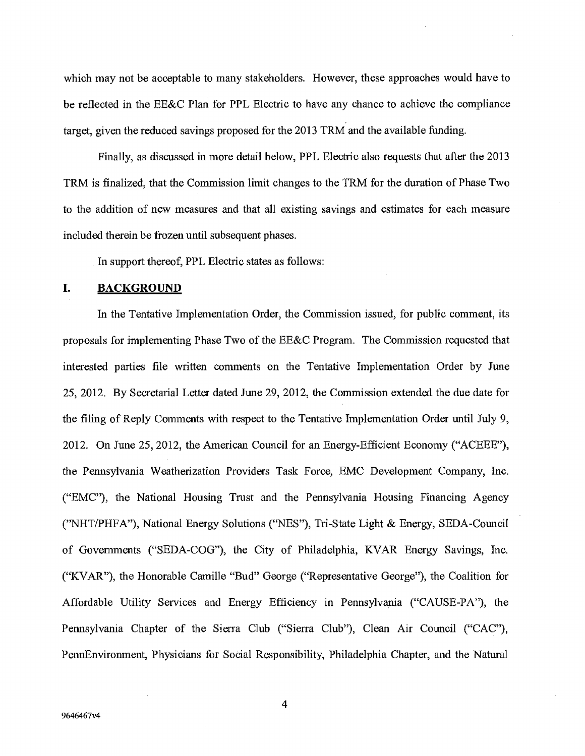which may not be acceptable to many stakeholders. However, these approaches would have to be reflected in the EE&C Plan for PPL Electric to have any chance to achieve the compliance target, given the reduced savings proposed for the 2013 TRM and the available funding.

Finally, as discussed in more detail below, PPL Electric also requests that after the 2013 TRM is finalized, that the Commission limit changes to the TRM for the duration of Phase Two to the addition of new measures and that all existing savings and estimates for each measure included therein be frozen until subsequent phases.

In support thereof, PPL Electric states as follows:

## I. BACKGROUND

In the Tentative Implementation Order, the Commission issued, for public comment, its proposals for implementing Phase Two of the EE&C Program. The Commission requested that interested parties file written comments on the Tentative Implementation Order by June 25, 2012. By Secretarial Letter dated June 29, 2012, the Commission extended the due date for the filing of Reply Comments with respect to the Tentative Implementation Order until July 9, 2012. On June 25, 2012, the American Council for an Energy-Efficient Economy ("ACEEE"), the Pennsylvania Weatherization Providers Task Force, EMC Development Company, Inc. ("EMC"), the National Housing Trust and the Pennsylvania Housing Financing Agency ("NHT/PHFA"), National Energy Solutions ("NES"), Tri-State Light & Energy, SEDA-Council of Governments ("SEDA-COG"), the City of Philadelphia, KVAR Energy Savings, Inc. ("KVAR"), the Honorable Camille "Bud" George ("Representative George"), the Coalition for Affordable Utility Services and Energy Efficiency in Pennsylvania ("CAUSE-PA"), the Pennsylvania Chapter of the Sierra Club ("Sierra Club"), Clean Air Council ("CAC"), PennEnvironment, Physicians for Social Responsibility, Philadelphia Chapter, and the Natural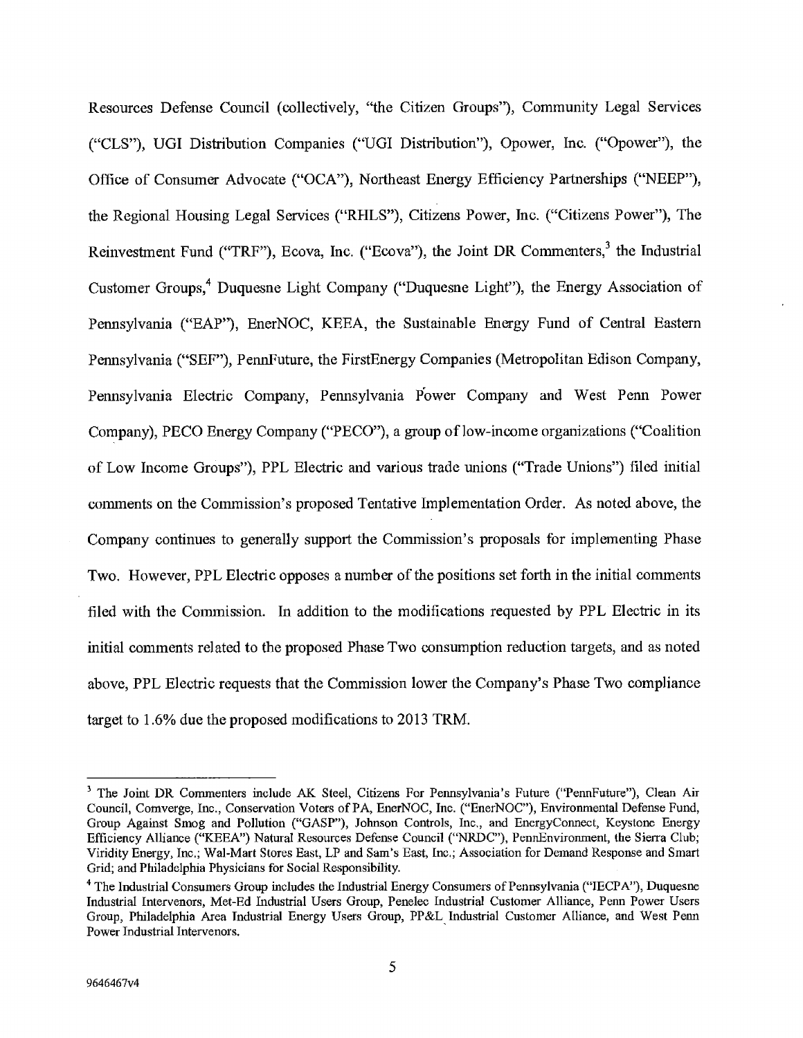Resources Defense Council (collectively, "the Citizen Groups"), Community Legal Services ("CLS"), UGI Distribution Companies ("UGI Distribution"), Opower, Inc. ("Opower"), the Office of Consumer Advocate ("OCA"), Northeast Energy Efficiency Partnerships ("NEEP"), the Regional Housing Legal Services ("RHLS"), Citizens Power, Inc. ("Citizens Power"), The Reinvestment Fund ("TRF"), Ecova, Inc. ("Ecova"), the Joint DR Commenters,[3] the Industrial Customer Groups,[4] Duquesne Light Company ("Duquesne Light"), the Energy Association of Pennsylvania ("EAP"), EnerNOC, KEEA, the Sustainable Energy Fund of Central Eastern Pennsylvania ("SEF"), PennFuture, the FirstEnergy Companies (Metropolitan Edison Company, Pennsylvania Electric Company, Pennsylvania Power Company and West Penn Power Company), PECO Energy Company ("PECO"), a group of low-income organizations ("Coalition of Low Income Groups"), PPL Electric and various trade unions ("Trade Unions") filed initial comments on the Commission's proposed Tentative Implementation Order. As noted above, the Company continues to generally support the Commission's proposals for implementing Phase Two. However, PPL Electric opposes a number of the positions set forth in the initial comments filed with the Commission. In addition to the modifications requested by PPL Electric in its initial comments related to the proposed Phase Two consumption reduction targets, and as noted above, PPL Electric requests that the Commission lower the Company's Phase Two compliance target to 1.6% due the proposed modifications to 2013 TRM.

---

[3] The Joint DR Commenters include AK Steel, Citizens For Pennsylvania's Future ("PennFuture"), Clean Air Council, Comverge, Inc., Conservation Voters of PA, EnerNOC, Inc. ("EnerNOC"), Environmental Defense Fund, Group Against Smog and Pollution ("GASP"), Johnson Controls, Inc., and EnergyConnect, Keystone Energy Efficiency Alliance ("KEEA") Natural Resources Defense Council ("NRDC"), PennEnvironment, the Sierra Club; Viridity Energy, Inc.; Wal-Mart Stores East, LP and Sam's East, Inc.; Association for Demand Response and Smart Grid; and Philadelphia Physicians for Social Responsibility.

[4] The Industrial Consumers Group includes the Industrial Energy Consumers of Pennsylvania ("IECPA"), Duquesne Industrial Intervenors, Met-Ed Industrial Users Group, Penelec Industrial Customer Alliance, Penn Power Users Group, Philadelphia Area Industrial Energy Users Group, PP&L Industrial Customer Alliance, and West Penn Power Industrial Intervenors.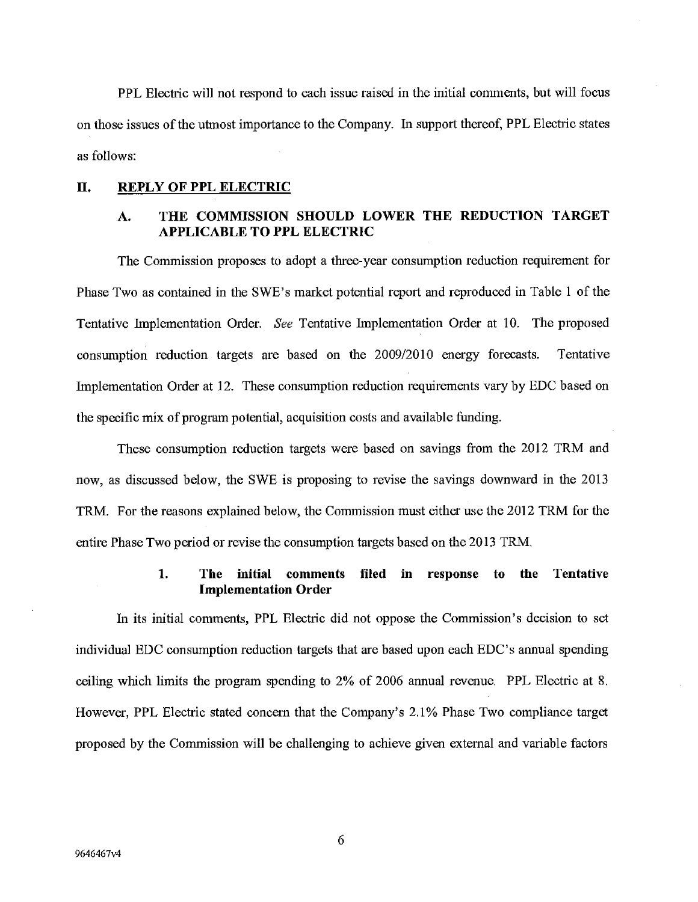PPL Electric will not respond to each issue raised in the initial comments, but will focus on those issues of the utmost importance to the Company. In support thereof, PPL Electric states as follows:

## II. REPLY OF PPL ELECTRIC

### A. THE COMMISSION SHOULD LOWER THE REDUCTION TARGET APPLICABLE TO PPL ELECTRIC

The Commission proposes to adopt a three-year consumption reduction requirement for Phase Two as contained in the SWE's market potential report and reproduced in Table 1 of the Tentative Implementation Order. *See* Tentative Implementation Order at 10. The proposed consumption reduction targets are based on the 2009/2010 energy forecasts. Tentative Implementation Order at 12. These consumption reduction requirements vary by EDC based on the specific mix of program potential, acquisition costs and available funding.

These consumption reduction targets were based on savings from the 2012 TRM and now, as discussed below, the SWE is proposing to revise the savings downward in the 2013 TRM. For the reasons explained below, the Commission must either use the 2012 TRM for the entire Phase Two period or revise the consumption targets based on the 2013 TRM.

#### 1. The initial comments filed in response to the Tentative Implementation Order

In its initial comments, PPL Electric did not oppose the Commission's decision to set individual EDC consumption reduction targets that are based upon each EDC's annual spending ceiling which limits the program spending to 2% of 2006 annual revenue. PPL Electric at 8. However, PPL Electric stated concern that the Company's 2.1% Phase Two compliance target proposed by the Commission will be challenging to achieve given external and variable factors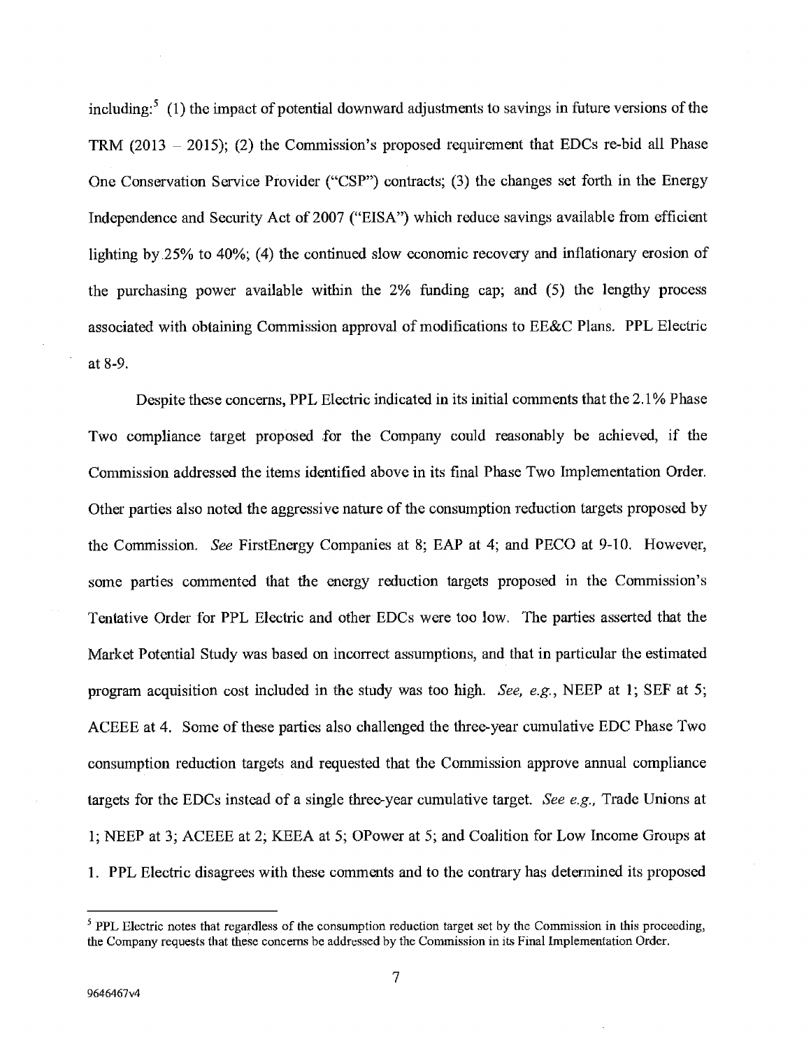including:[5] (1) the impact of potential downward adjustments to savings in future versions of the TRM (2013 – 2015); (2) the Commission's proposed requirement that EDCs re-bid all Phase One Conservation Service Provider ("CSP") contracts; (3) the changes set forth in the Energy Independence and Security Act of 2007 ("EISA") which reduce savings available from efficient lighting by 25% to 40%; (4) the continued slow economic recovery and inflationary erosion of the purchasing power available within the 2% funding cap; and (5) the lengthy process associated with obtaining Commission approval of modifications to EE&C Plans. PPL Electric at 8-9.

Despite these concerns, PPL Electric indicated in its initial comments that the 2.1% Phase Two compliance target proposed for the Company could reasonably be achieved, if the Commission addressed the items identified above in its final Phase Two Implementation Order. Other parties also noted the aggressive nature of the consumption reduction targets proposed by the Commission. *See* FirstEnergy Companies at 8; EAP at 4; and PECO at 9-10. However, some parties commented that the energy reduction targets proposed in the Commission's Tentative Order for PPL Electric and other EDCs were too low. The parties asserted that the Market Potential Study was based on incorrect assumptions, and that in particular the estimated program acquisition cost included in the study was too high. *See, e.g.*, NEEP at 1; SEF at 5; ACEEE at 4. Some of these parties also challenged the three-year cumulative EDC Phase Two consumption reduction targets and requested that the Commission approve annual compliance targets for the EDCs instead of a single three-year cumulative target. *See e.g.*, Trade Unions at 1; NEEP at 3; ACEEE at 2; KEEA at 5; OPower at 5; and Coalition for Low Income Groups at 1. PPL Electric disagrees with these comments and to the contrary has determined its proposed

[5] PPL Electric notes that regardless of the consumption reduction target set by the Commission in this proceeding, the Company requests that these concerns be addressed by the Commission in its Final Implementation Order.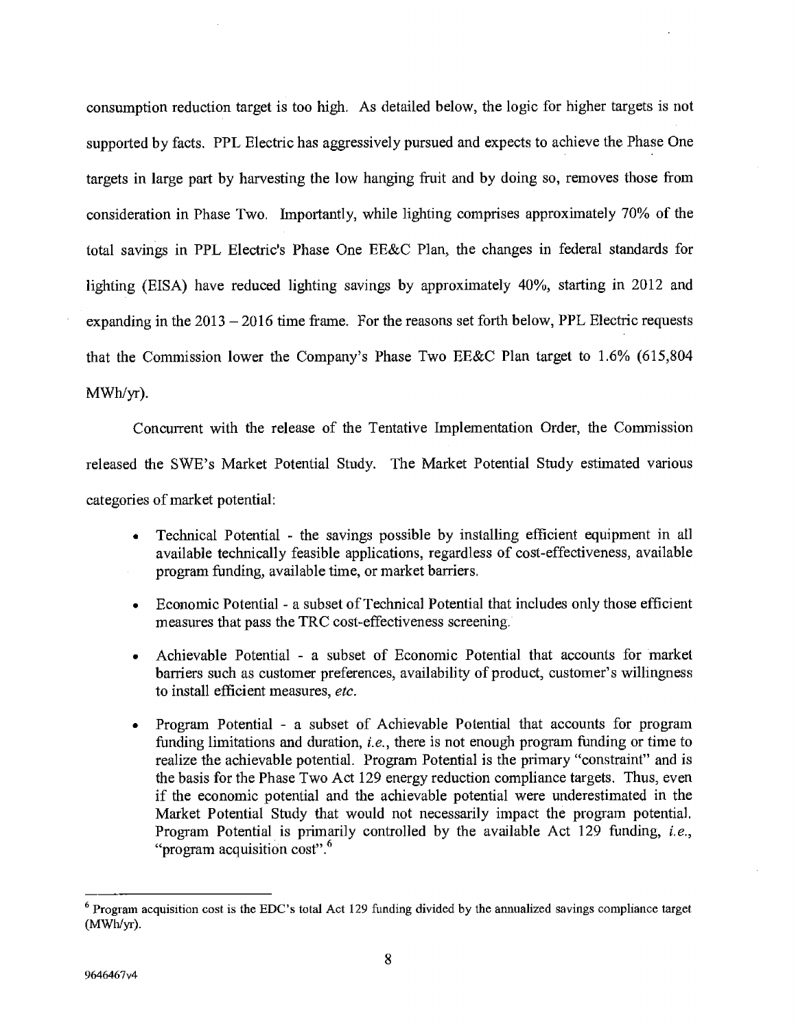consumption reduction target is too high. As detailed below, the logic for higher targets is not supported by facts. PPL Electric has aggressively pursued and expects to achieve the Phase One targets in large part by harvesting the low hanging fruit and by doing so, removes those from consideration in Phase Two. Importantly, while lighting comprises approximately 70% of the total savings in PPL Electric's Phase One EE&C Plan, the changes in federal standards for lighting (EISA) have reduced lighting savings by approximately 40%, starting in 2012 and expanding in the 2013 – 2016 time frame. For the reasons set forth below, PPL Electric requests that the Commission lower the Company's Phase Two EE&C Plan target to 1.6% (615,804 MWh/yr).

Concurrent with the release of the Tentative Implementation Order, the Commission released the SWE's Market Potential Study. The Market Potential Study estimated various categories of market potential:

- Technical Potential - the savings possible by installing efficient equipment in all available technically feasible applications, regardless of cost-effectiveness, available program funding, available time, or market barriers.
- Economic Potential - a subset of Technical Potential that includes only those efficient measures that pass the TRC cost-effectiveness screening.
- Achievable Potential - a subset of Economic Potential that accounts for market barriers such as customer preferences, availability of product, customer's willingness to install efficient measures, *etc.*
- Program Potential - a subset of Achievable Potential that accounts for program funding limitations and duration, *i.e.*, there is not enough program funding or time to realize the achievable potential. Program Potential is the primary "constraint" and is the basis for the Phase Two Act 129 energy reduction compliance targets. Thus, even if the economic potential and the achievable potential were underestimated in the Market Potential Study that would not necessarily impact the program potential. Program Potential is primarily controlled by the available Act 129 funding, *i.e.*, "program acquisition cost".[6]

---

[6] Program acquisition cost is the EDC's total Act 129 funding divided by the annualized savings compliance target (MWh/yr).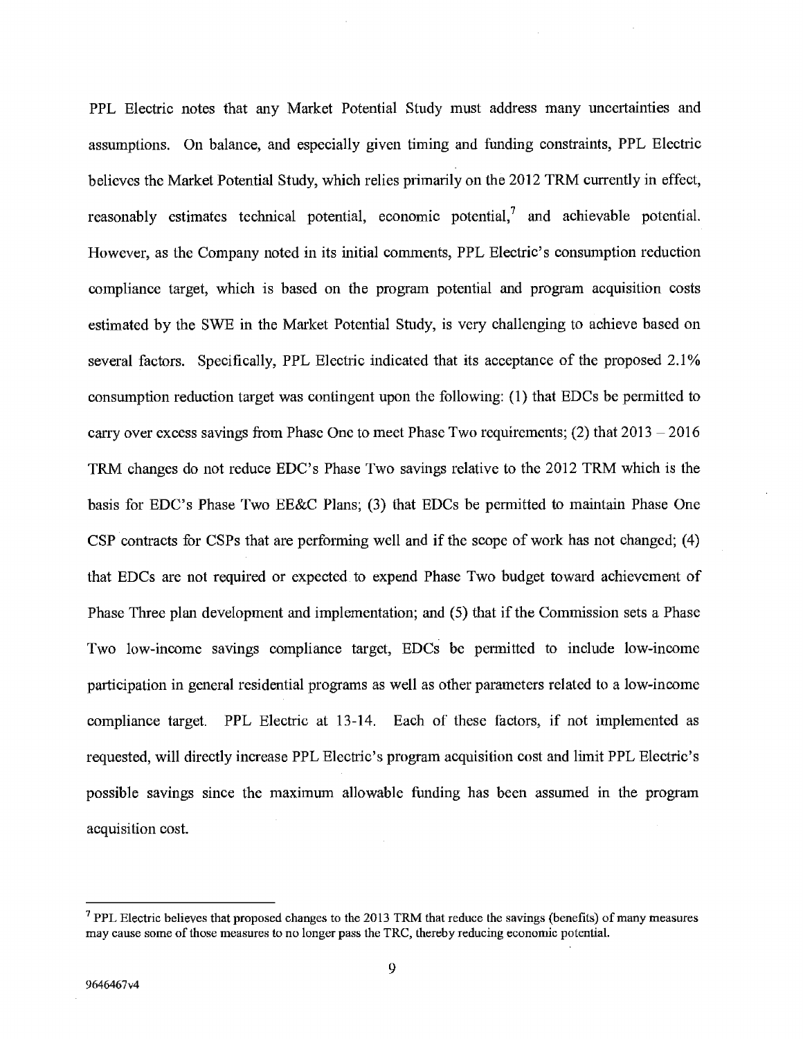PPL Electric notes that any Market Potential Study must address many uncertainties and assumptions. On balance, and especially given timing and funding constraints, PPL Electric believes the Market Potential Study, which relies primarily on the 2012 TRM currently in effect, reasonably estimates technical potential, economic potential,[7] and achievable potential. However, as the Company noted in its initial comments, PPL Electric's consumption reduction compliance target, which is based on the program potential and program acquisition costs estimated by the SWE in the Market Potential Study, is very challenging to achieve based on several factors. Specifically, PPL Electric indicated that its acceptance of the proposed 2.1% consumption reduction target was contingent upon the following: (1) that EDCs be permitted to carry over excess savings from Phase One to meet Phase Two requirements; (2) that 2013 – 2016 TRM changes do not reduce EDC's Phase Two savings relative to the 2012 TRM which is the basis for EDC's Phase Two EE&C Plans; (3) that EDCs be permitted to maintain Phase One CSP contracts for CSPs that are performing well and if the scope of work has not changed; (4) that EDCs are not required or expected to expend Phase Two budget toward achievement of Phase Three plan development and implementation; and (5) that if the Commission sets a Phase Two low-income savings compliance target, EDCs be permitted to include low-income participation in general residential programs as well as other parameters related to a low-income compliance target. PPL Electric at 13-14. Each of these factors, if not implemented as requested, will directly increase PPL Electric's program acquisition cost and limit PPL Electric's possible savings since the maximum allowable funding has been assumed in the program acquisition cost.

---

[7] PPL Electric believes that proposed changes to the 2013 TRM that reduce the savings (benefits) of many measures may cause some of those measures to no longer pass the TRC, thereby reducing economic potential.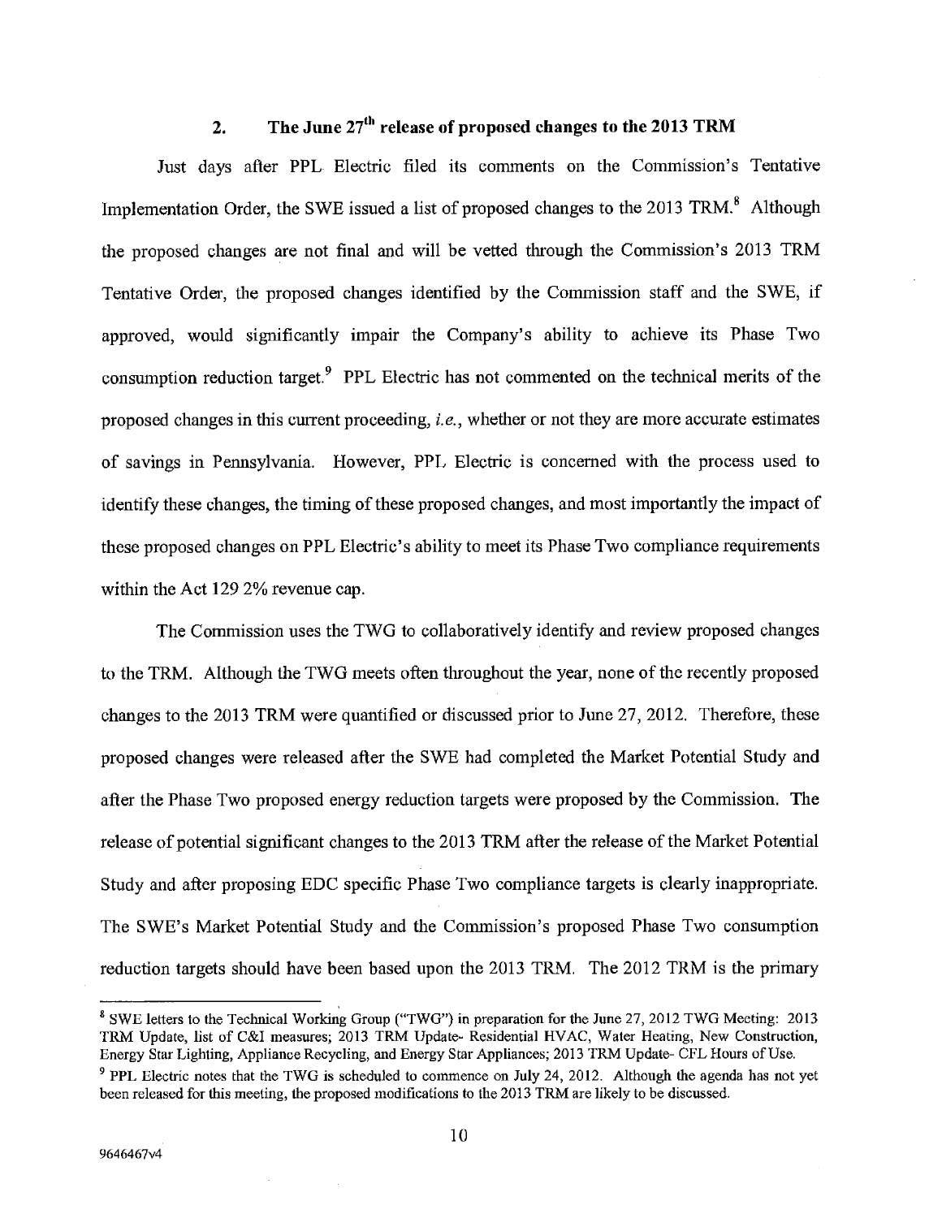## 2. The June 27th release of proposed changes to the 2013 TRM

Just days after PPL Electric filed its comments on the Commission's Tentative Implementation Order, the SWE issued a list of proposed changes to the 2013 TRM.[8] Although the proposed changes are not final and will be vetted through the Commission's 2013 TRM Tentative Order, the proposed changes identified by the Commission staff and the SWE, if approved, would significantly impair the Company's ability to achieve its Phase Two consumption reduction target.[9] PPL Electric has not commented on the technical merits of the proposed changes in this current proceeding, *i.e.*, whether or not they are more accurate estimates of savings in Pennsylvania. However, PPL Electric is concerned with the process used to identify these changes, the timing of these proposed changes, and most importantly the impact of these proposed changes on PPL Electric's ability to meet its Phase Two compliance requirements within the Act 129 2% revenue cap.

The Commission uses the TWG to collaboratively identify and review proposed changes to the TRM. Although the TWG meets often throughout the year, none of the recently proposed changes to the 2013 TRM were quantified or discussed prior to June 27, 2012. Therefore, these proposed changes were released after the SWE had completed the Market Potential Study and after the Phase Two proposed energy reduction targets were proposed by the Commission. The release of potential significant changes to the 2013 TRM after the release of the Market Potential Study and after proposing EDC specific Phase Two compliance targets is clearly inappropriate. The SWE's Market Potential Study and the Commission's proposed Phase Two consumption reduction targets should have been based upon the 2013 TRM. The 2012 TRM is the primary

---

[8] SWE letters to the Technical Working Group ("TWG") in preparation for the June 27, 2012 TWG Meeting: 2013 TRM Update, list of C&I measures; 2013 TRM Update- Residential HVAC, Water Heating, New Construction, Energy Star Lighting, Appliance Recycling, and Energy Star Appliances; 2013 TRM Update- CFL Hours of Use.

[9] PPL Electric notes that the TWG is scheduled to commence on July 24, 2012. Although the agenda has not yet been released for this meeting, the proposed modifications to the 2013 TRM are likely to be discussed.

9646467v4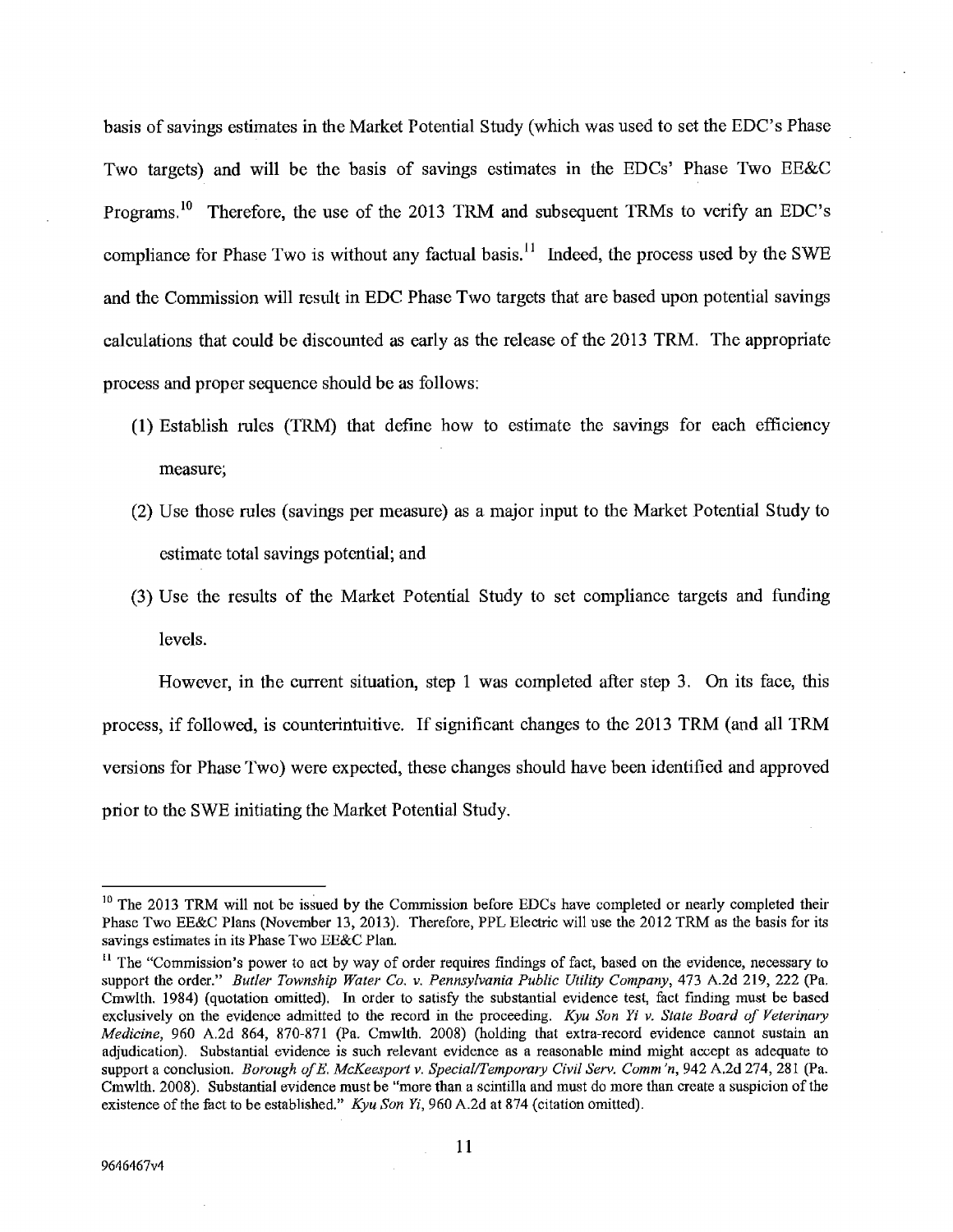basis of savings estimates in the Market Potential Study (which was used to set the EDC's Phase Two targets) and will be the basis of savings estimates in the EDCs' Phase Two EE&C Programs.[10] Therefore, the use of the 2013 TRM and subsequent TRMs to verify an EDC's compliance for Phase Two is without any factual basis.[11] Indeed, the process used by the SWE and the Commission will result in EDC Phase Two targets that are based upon potential savings calculations that could be discounted as early as the release of the 2013 TRM. The appropriate process and proper sequence should be as follows:

(1) Establish rules (TRM) that define how to estimate the savings for each efficiency measure;

(2) Use those rules (savings per measure) as a major input to the Market Potential Study to estimate total savings potential; and

(3) Use the results of the Market Potential Study to set compliance targets and funding levels.

However, in the current situation, step 1 was completed after step 3. On its face, this process, if followed, is counterintuitive. If significant changes to the 2013 TRM (and all TRM versions for Phase Two) were expected, these changes should have been identified and approved prior to the SWE initiating the Market Potential Study.

---

[10] The 2013 TRM will not be issued by the Commission before EDCs have completed or nearly completed their Phase Two EE&C Plans (November 13, 2013). Therefore, PPL Electric will use the 2012 TRM as the basis for its savings estimates in its Phase Two EE&C Plan.

[11] The "Commission's power to act by way of order requires findings of fact, based on the evidence, necessary to support the order." *Butler Township Water Co. v. Pennsylvania Public Utility Company*, 473 A.2d 219, 222 (Pa. Cmwlth. 1984) (quotation omitted). In order to satisfy the substantial evidence test, fact finding must be based exclusively on the evidence admitted to the record in the proceeding. *Kyu Son Yi v. State Board of Veterinary Medicine*, 960 A.2d 864, 870-871 (Pa. Cmwlth. 2008) (holding that extra-record evidence cannot sustain an adjudication). Substantial evidence is such relevant evidence as a reasonable mind might accept as adequate to support a conclusion. *Borough of E. McKeesport v. Special/Temporary Civil Serv. Comm'n*, 942 A.2d 274, 281 (Pa. Cmwlth. 2008). Substantial evidence must be "more than a scintilla and must do more than create a suspicion of the existence of the fact to be established." *Kyu Son Yi*, 960 A.2d at 874 (citation omitted).

9646467v4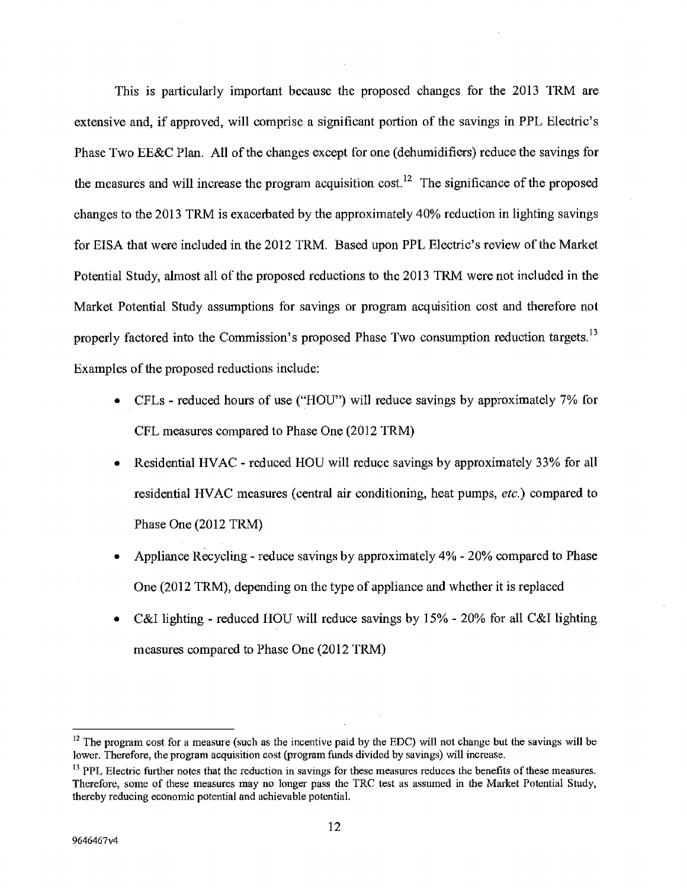This is particularly important because the proposed changes for the 2013 TRM are extensive and, if approved, will comprise a significant portion of the savings in PPL Electric's Phase Two EE&C Plan. All of the changes except for one (dehumidifiers) reduce the savings for the measures and will increase the program acquisition cost.[12] The significance of the proposed changes to the 2013 TRM is exacerbated by the approximately 40% reduction in lighting savings for EISA that were included in the 2012 TRM. Based upon PPL Electric's review of the Market Potential Study, almost all of the proposed reductions to the 2013 TRM were not included in the Market Potential Study assumptions for savings or program acquisition cost and therefore not properly factored into the Commission's proposed Phase Two consumption reduction targets.[13] Examples of the proposed reductions include:

- CFLs - reduced hours of use ("HOU") will reduce savings by approximately 7% for CFL measures compared to Phase One (2012 TRM)
- Residential HVAC - reduced HOU will reduce savings by approximately 33% for all residential HVAC measures (central air conditioning, heat pumps, *etc.*) compared to Phase One (2012 TRM)
- Appliance Recycling - reduce savings by approximately 4% - 20% compared to Phase One (2012 TRM), depending on the type of appliance and whether it is replaced
- C&I lighting - reduced HOU will reduce savings by 15% - 20% for all C&I lighting measures compared to Phase One (2012 TRM)

---

[12] The program cost for a measure (such as the incentive paid by the EDC) will not change but the savings will be lower. Therefore, the program acquisition cost (program funds divided by savings) will increase.

[13] PPL Electric further notes that the reduction in savings for these measures reduces the benefits of these measures. Therefore, some of these measures may no longer pass the TRC test as assumed in the Market Potential Study, thereby reducing economic potential and achievable potential.

9646467v4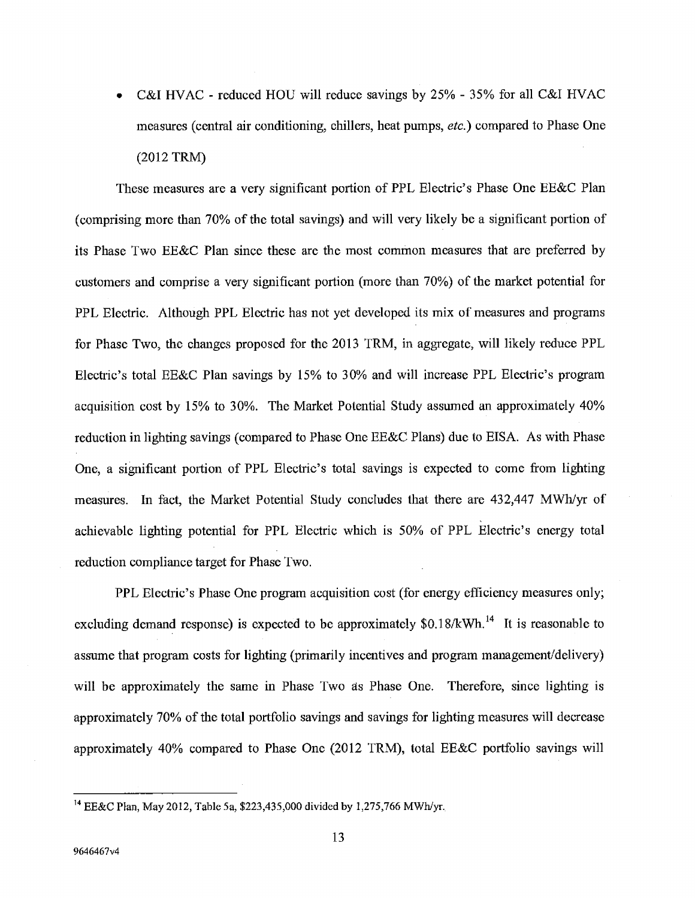- C&I HVAC - reduced HOU will reduce savings by 25% - 35% for all C&I HVAC measures (central air conditioning, chillers, heat pumps, *etc.*) compared to Phase One (2012 TRM)

These measures are a very significant portion of PPL Electric's Phase One EE&C Plan (comprising more than 70% of the total savings) and will very likely be a significant portion of its Phase Two EE&C Plan since these are the most common measures that are preferred by customers and comprise a very significant portion (more than 70%) of the market potential for PPL Electric. Although PPL Electric has not yet developed its mix of measures and programs for Phase Two, the changes proposed for the 2013 TRM, in aggregate, will likely reduce PPL Electric's total EE&C Plan savings by 15% to 30% and will increase PPL Electric's program acquisition cost by 15% to 30%. The Market Potential Study assumed an approximately 40% reduction in lighting savings (compared to Phase One EE&C Plans) due to EISA. As with Phase One, a significant portion of PPL Electric's total savings is expected to come from lighting measures. In fact, the Market Potential Study concludes that there are 432,447 MWh/yr of achievable lighting potential for PPL Electric which is 50% of PPL Electric's energy total reduction compliance target for Phase Two.

PPL Electric's Phase One program acquisition cost (for energy efficiency measures only; excluding demand response) is expected to be approximately \$0.18/kWh.[14] It is reasonable to assume that program costs for lighting (primarily incentives and program management/delivery) will be approximately the same in Phase Two as Phase One. Therefore, since lighting is approximately 70% of the total portfolio savings and savings for lighting measures will decrease approximately 40% compared to Phase One (2012 TRM), total EE&C portfolio savings will

[14] EE&C Plan, May 2012, Table 5a, \$223,435,000 divided by 1,275,766 MWh/yr.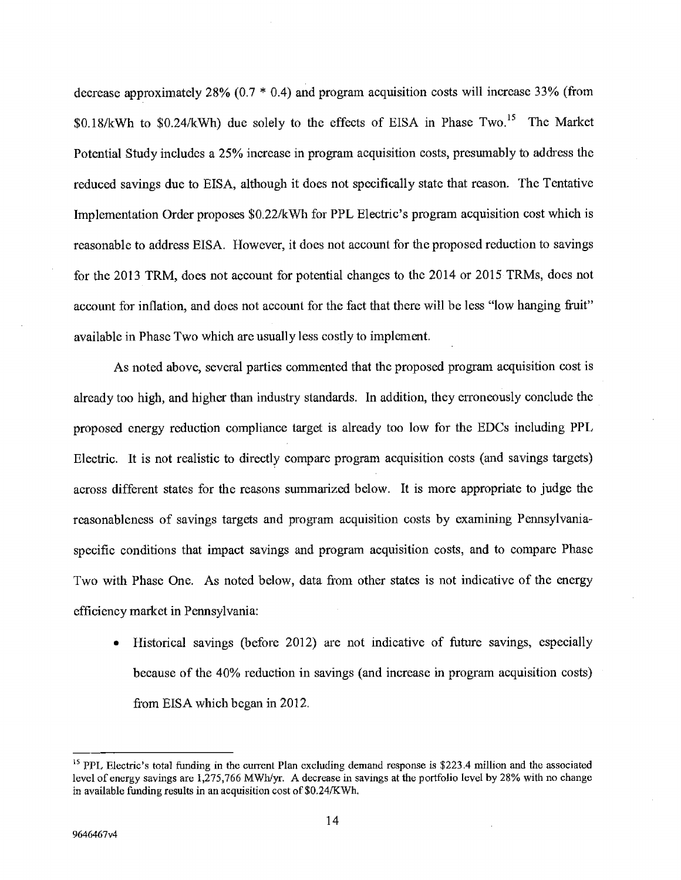decrease approximately 28% (0.7 * 0.4) and program acquisition costs will increase 33% (from $0.18/kWh to $0.24/kWh) due solely to the effects of EISA in Phase Two.[15] The Market Potential Study includes a 25% increase in program acquisition costs, presumably to address the reduced savings due to EISA, although it does not specifically state that reason. The Tentative Implementation Order proposes $0.22/kWh for PPL Electric's program acquisition cost which is reasonable to address EISA. However, it does not account for the proposed reduction to savings for the 2013 TRM, does not account for potential changes to the 2014 or 2015 TRMs, does not account for inflation, and does not account for the fact that there will be less "low hanging fruit" available in Phase Two which are usually less costly to implement.

As noted above, several parties commented that the proposed program acquisition cost is already too high, and higher than industry standards. In addition, they erroneously conclude the proposed energy reduction compliance target is already too low for the EDCs including PPL Electric. It is not realistic to directly compare program acquisition costs (and savings targets) across different states for the reasons summarized below. It is more appropriate to judge the reasonableness of savings targets and program acquisition costs by examining Pennsylvania-specific conditions that impact savings and program acquisition costs, and to compare Phase Two with Phase One. As noted below, data from other states is not indicative of the energy efficiency market in Pennsylvania:

- Historical savings (before 2012) are not indicative of future savings, especially because of the 40% reduction in savings (and increase in program acquisition costs) from EISA which began in 2012.

---

[15] PPL Electric's total funding in the current Plan excluding demand response is $223.4 million and the associated level of energy savings are 1,275,766 MWh/yr. A decrease in savings at the portfolio level by 28% with no change in available funding results in an acquisition cost of $0.24/KWh.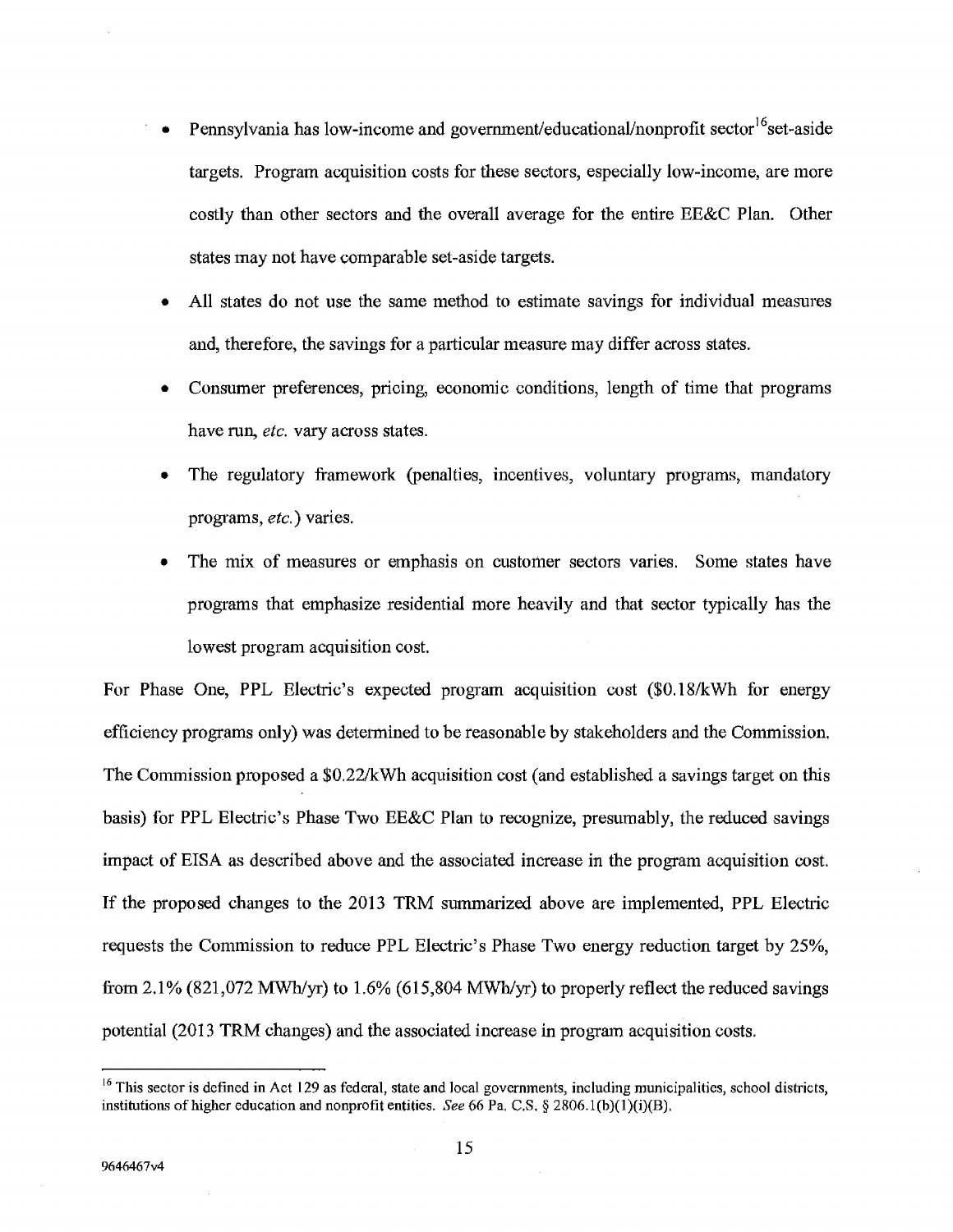- Pennsylvania has low-income and government/educational/nonprofit sector[16] set-aside targets. Program acquisition costs for these sectors, especially low-income, are more costly than other sectors and the overall average for the entire EE&C Plan. Other states may not have comparable set-aside targets.
- All states do not use the same method to estimate savings for individual measures and, therefore, the savings for a particular measure may differ across states.
- Consumer preferences, pricing, economic conditions, length of time that programs have run, *etc.* vary across states.
- The regulatory framework (penalties, incentives, voluntary programs, mandatory programs, *etc.*) varies.
- The mix of measures or emphasis on customer sectors varies. Some states have programs that emphasize residential more heavily and that sector typically has the lowest program acquisition cost.

For Phase One, PPL Electric's expected program acquisition cost ($0.18/kWh for energy efficiency programs only) was determined to be reasonable by stakeholders and the Commission. The Commission proposed a $0.22/kWh acquisition cost (and established a savings target on this basis) for PPL Electric's Phase Two EE&C Plan to recognize, presumably, the reduced savings impact of EISA as described above and the associated increase in the program acquisition cost. If the proposed changes to the 2013 TRM summarized above are implemented, PPL Electric requests the Commission to reduce PPL Electric's Phase Two energy reduction target by 25%, from 2.1% (821,072 MWh/yr) to 1.6% (615,804 MWh/yr) to properly reflect the reduced savings potential (2013 TRM changes) and the associated increase in program acquisition costs.

[16] This sector is defined in Act 129 as federal, state and local governments, including municipalities, school districts, institutions of higher education and nonprofit entities. *See* 66 Pa. C.S. § 2806.1(b)(1)(i)(B).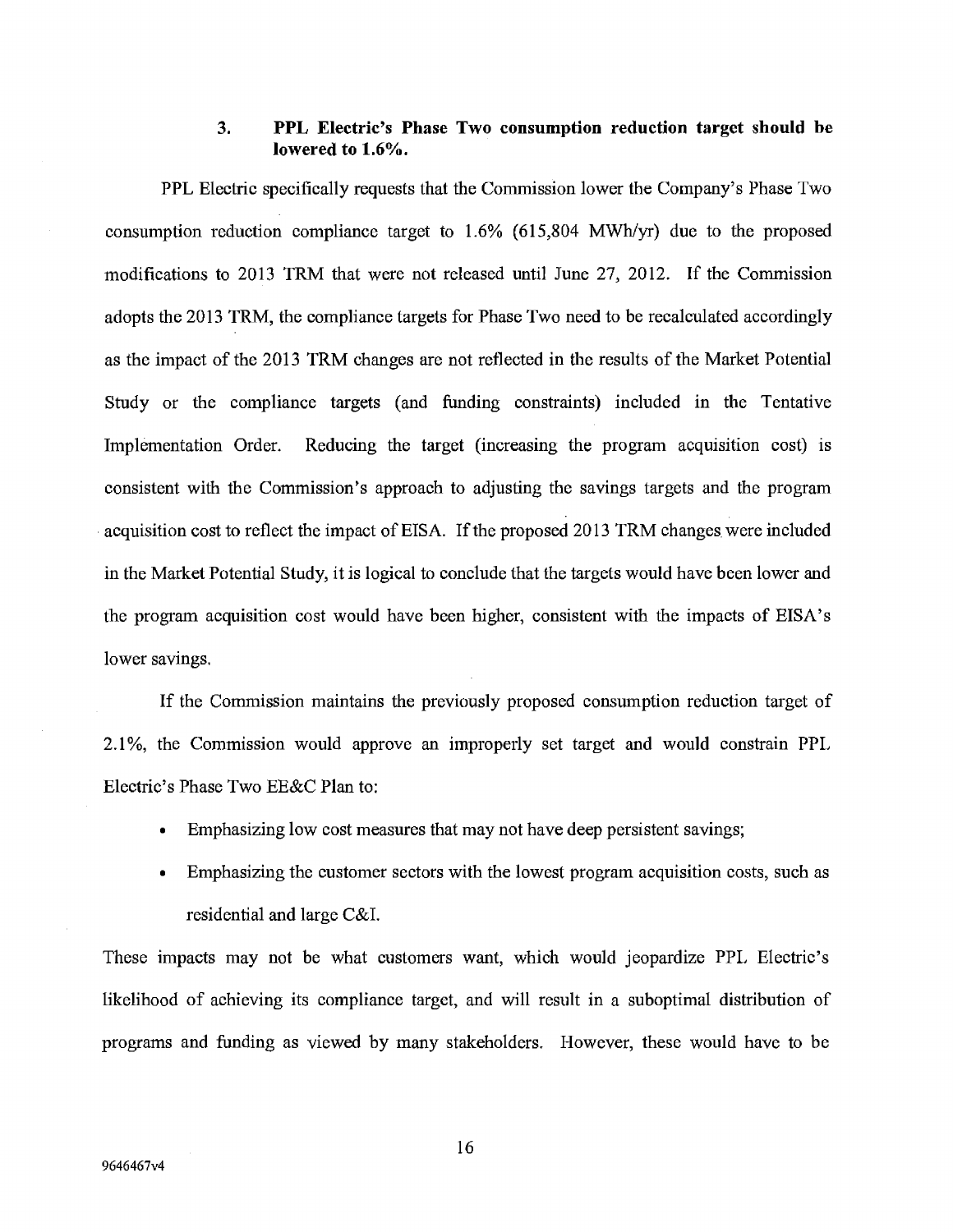### 3. PPL Electric's Phase Two consumption reduction target should be lowered to 1.6%.

PPL Electric specifically requests that the Commission lower the Company's Phase Two consumption reduction compliance target to 1.6% (615,804 MWh/yr) due to the proposed modifications to 2013 TRM that were not released until June 27, 2012. If the Commission adopts the 2013 TRM, the compliance targets for Phase Two need to be recalculated accordingly as the impact of the 2013 TRM changes are not reflected in the results of the Market Potential Study or the compliance targets (and funding constraints) included in the Tentative Implementation Order. Reducing the target (increasing the program acquisition cost) is consistent with the Commission's approach to adjusting the savings targets and the program acquisition cost to reflect the impact of EISA. If the proposed 2013 TRM changes were included in the Market Potential Study, it is logical to conclude that the targets would have been lower and the program acquisition cost would have been higher, consistent with the impacts of EISA's lower savings.

If the Commission maintains the previously proposed consumption reduction target of 2.1%, the Commission would approve an improperly set target and would constrain PPL Electric's Phase Two EE&C Plan to:

- Emphasizing low cost measures that may not have deep persistent savings;
- Emphasizing the customer sectors with the lowest program acquisition costs, such as residential and large C&I.

These impacts may not be what customers want, which would jeopardize PPL Electric's likelihood of achieving its compliance target, and will result in a suboptimal distribution of programs and funding as viewed by many stakeholders. However, these would have to be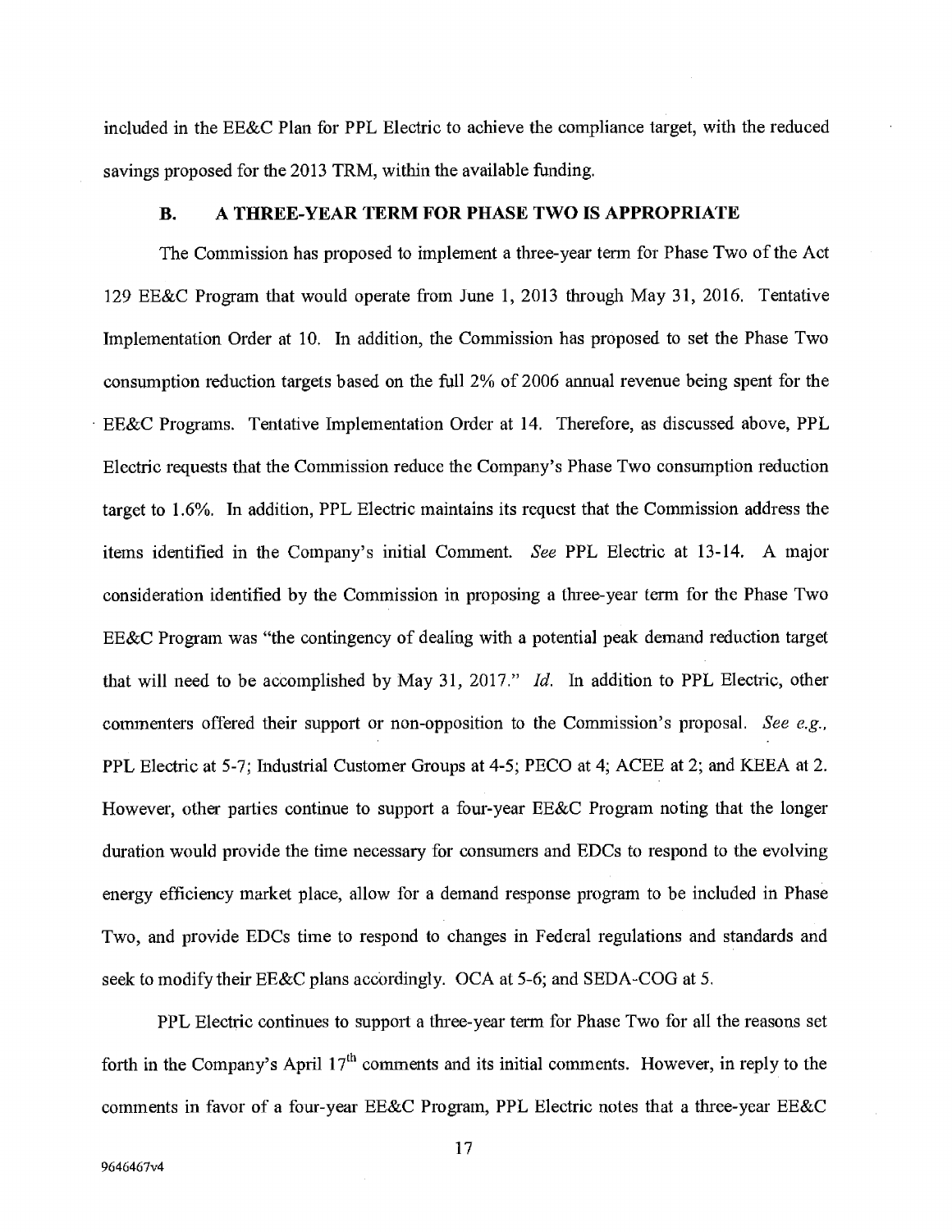included in the EE&C Plan for PPL Electric to achieve the compliance target, with the reduced savings proposed for the 2013 TRM, within the available funding.

### B. A THREE-YEAR TERM FOR PHASE TWO IS APPROPRIATE

The Commission has proposed to implement a three-year term for Phase Two of the Act 129 EE&C Program that would operate from June 1, 2013 through May 31, 2016. Tentative Implementation Order at 10. In addition, the Commission has proposed to set the Phase Two consumption reduction targets based on the full 2% of 2006 annual revenue being spent for the EE&C Programs. Tentative Implementation Order at 14. Therefore, as discussed above, PPL Electric requests that the Commission reduce the Company's Phase Two consumption reduction target to 1.6%. In addition, PPL Electric maintains its request that the Commission address the items identified in the Company's initial Comment. *See* PPL Electric at 13-14. A major consideration identified by the Commission in proposing a three-year term for the Phase Two EE&C Program was "the contingency of dealing with a potential peak demand reduction target that will need to be accomplished by May 31, 2017." *Id.* In addition to PPL Electric, other commenters offered their support or non-opposition to the Commission's proposal. *See e.g.*, PPL Electric at 5-7; Industrial Customer Groups at 4-5; PECO at 4; ACEE at 2; and KEEA at 2. However, other parties continue to support a four-year EE&C Program noting that the longer duration would provide the time necessary for consumers and EDCs to respond to the evolving energy efficiency market place, allow for a demand response program to be included in Phase Two, and provide EDCs time to respond to changes in Federal regulations and standards and seek to modify their EE&C plans accordingly. OCA at 5-6; and SEDA-COG at 5.

PPL Electric continues to support a three-year term for Phase Two for all the reasons set forth in the Company's April 17th comments and its initial comments. However, in reply to the comments in favor of a four-year EE&C Program, PPL Electric notes that a three-year EE&C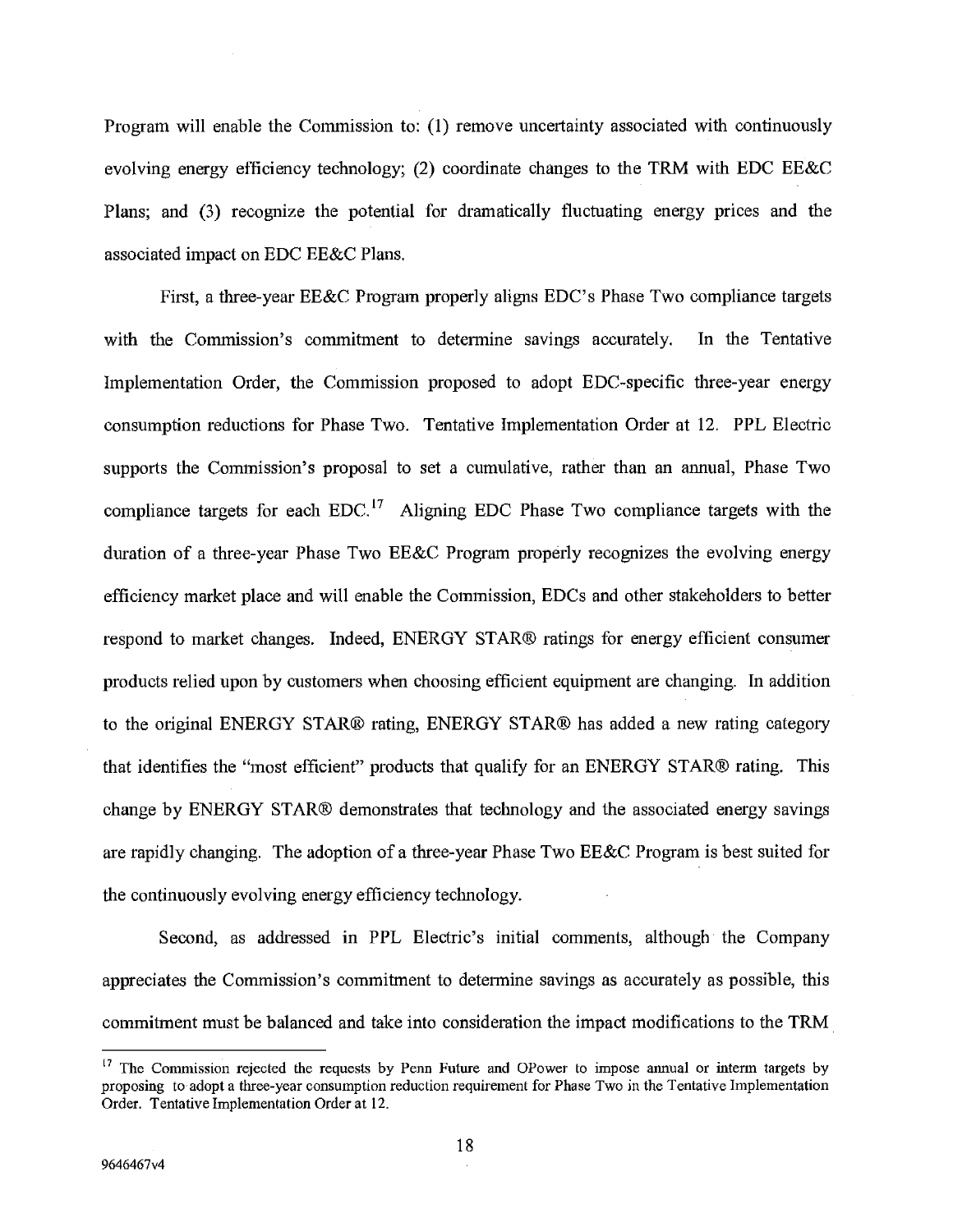Program will enable the Commission to: (1) remove uncertainty associated with continuously evolving energy efficiency technology; (2) coordinate changes to the TRM with EDC EE&C Plans; and (3) recognize the potential for dramatically fluctuating energy prices and the associated impact on EDC EE&C Plans.

First, a three-year EE&C Program properly aligns EDC's Phase Two compliance targets with the Commission's commitment to determine savings accurately. In the Tentative Implementation Order, the Commission proposed to adopt EDC-specific three-year energy consumption reductions for Phase Two. Tentative Implementation Order at 12. PPL Electric supports the Commission's proposal to set a cumulative, rather than an annual, Phase Two compliance targets for each EDC.[17] Aligning EDC Phase Two compliance targets with the duration of a three-year Phase Two EE&C Program properly recognizes the evolving energy efficiency market place and will enable the Commission, EDCs and other stakeholders to better respond to market changes. Indeed, ENERGY STAR® ratings for energy efficient consumer products relied upon by customers when choosing efficient equipment are changing. In addition to the original ENERGY STAR® rating, ENERGY STAR® has added a new rating category that identifies the "most efficient" products that qualify for an ENERGY STAR® rating. This change by ENERGY STAR® demonstrates that technology and the associated energy savings are rapidly changing. The adoption of a three-year Phase Two EE&C Program is best suited for the continuously evolving energy efficiency technology.

Second, as addressed in PPL Electric's initial comments, although the Company appreciates the Commission's commitment to determine savings as accurately as possible, this commitment must be balanced and take into consideration the impact modifications to the TRM

---

[17] The Commission rejected the requests by Penn Future and OPower to impose annual or interm targets by proposing to adopt a three-year consumption reduction requirement for Phase Two in the Tentative Implementation Order. Tentative Implementation Order at 12.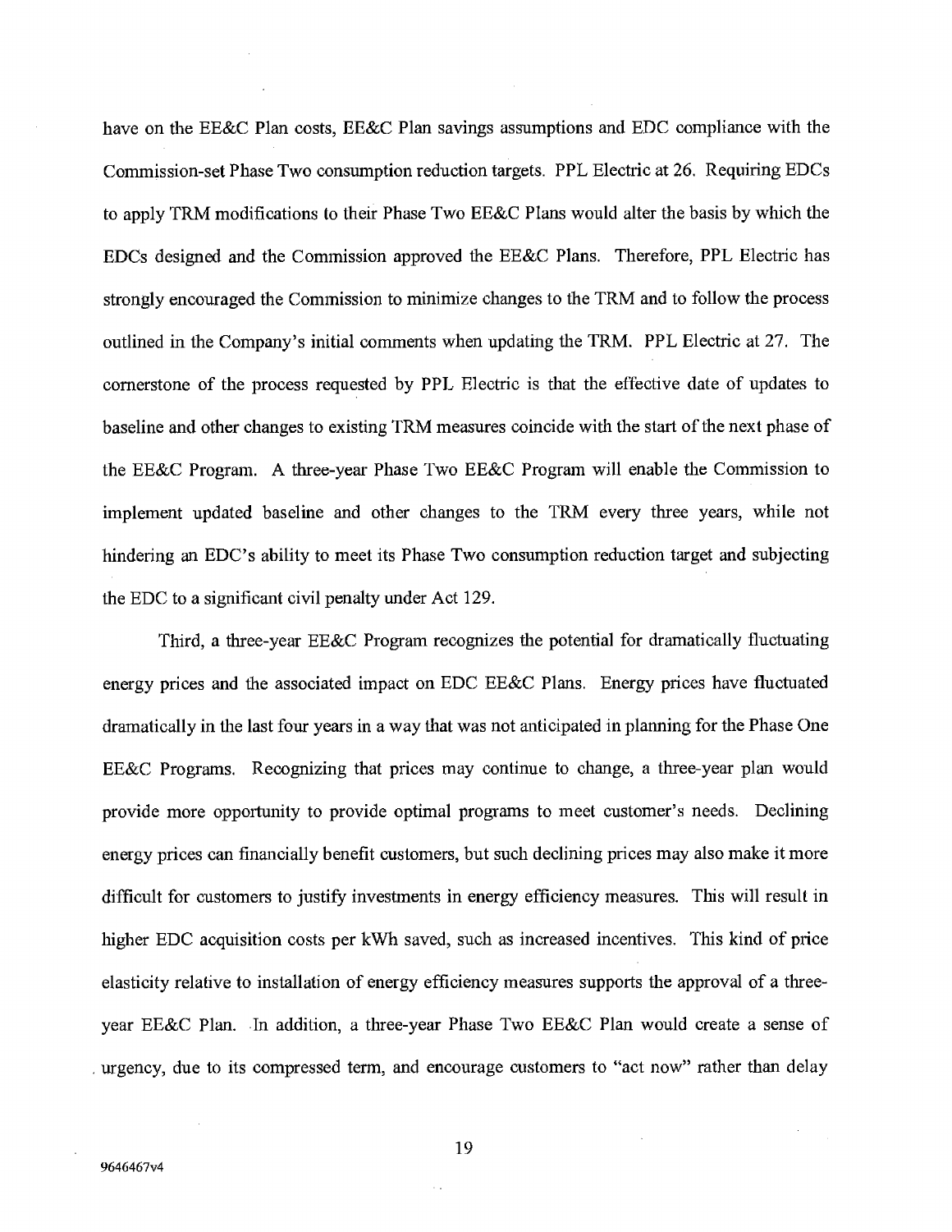have on the EE&C Plan costs, EE&C Plan savings assumptions and EDC compliance with the Commission-set Phase Two consumption reduction targets. PPL Electric at 26. Requiring EDCs to apply TRM modifications to their Phase Two EE&C Plans would alter the basis by which the EDCs designed and the Commission approved the EE&C Plans. Therefore, PPL Electric has strongly encouraged the Commission to minimize changes to the TRM and to follow the process outlined in the Company's initial comments when updating the TRM. PPL Electric at 27. The cornerstone of the process requested by PPL Electric is that the effective date of updates to baseline and other changes to existing TRM measures coincide with the start of the next phase of the EE&C Program. A three-year Phase Two EE&C Program will enable the Commission to implement updated baseline and other changes to the TRM every three years, while not hindering an EDC's ability to meet its Phase Two consumption reduction target and subjecting the EDC to a significant civil penalty under Act 129.

Third, a three-year EE&C Program recognizes the potential for dramatically fluctuating energy prices and the associated impact on EDC EE&C Plans. Energy prices have fluctuated dramatically in the last four years in a way that was not anticipated in planning for the Phase One EE&C Programs. Recognizing that prices may continue to change, a three-year plan would provide more opportunity to provide optimal programs to meet customer's needs. Declining energy prices can financially benefit customers, but such declining prices may also make it more difficult for customers to justify investments in energy efficiency measures. This will result in higher EDC acquisition costs per kWh saved, such as increased incentives. This kind of price elasticity relative to installation of energy efficiency measures supports the approval of a three-year EE&C Plan. In addition, a three-year Phase Two EE&C Plan would create a sense of urgency, due to its compressed term, and encourage customers to "act now" rather than delay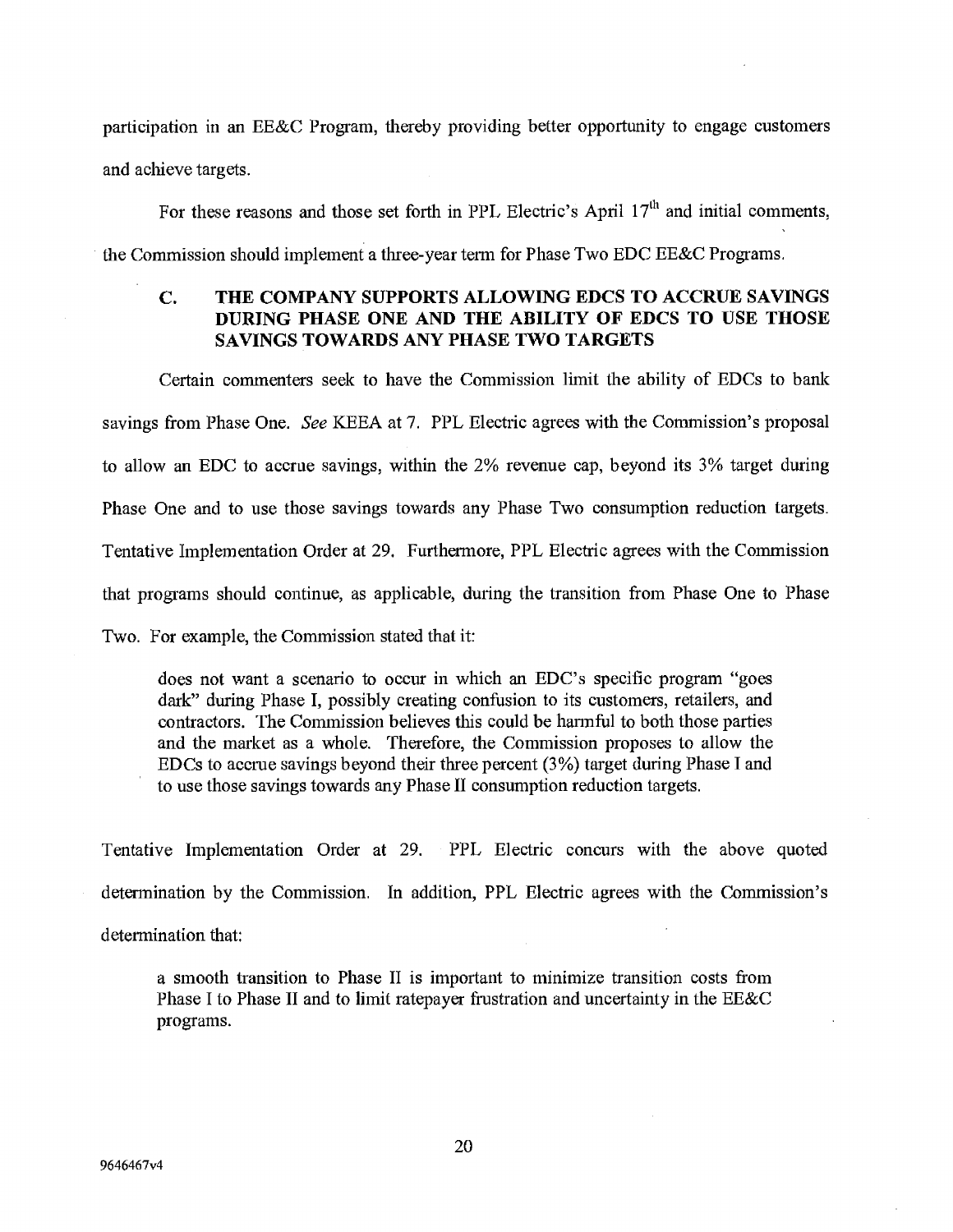participation in an EE&C Program, thereby providing better opportunity to engage customers and achieve targets.

For these reasons and those set forth in PPL Electric's April 17th and initial comments, the Commission should implement a three-year term for Phase Two EDC EE&C Programs.

### C. THE COMPANY SUPPORTS ALLOWING EDCS TO ACCRUE SAVINGS DURING PHASE ONE AND THE ABILITY OF EDCS TO USE THOSE SAVINGS TOWARDS ANY PHASE TWO TARGETS

Certain commenters seek to have the Commission limit the ability of EDCs to bank savings from Phase One. *See* KEEA at 7. PPL Electric agrees with the Commission's proposal to allow an EDC to accrue savings, within the 2% revenue cap, beyond its 3% target during Phase One and to use those savings towards any Phase Two consumption reduction targets. Tentative Implementation Order at 29. Furthermore, PPL Electric agrees with the Commission that programs should continue, as applicable, during the transition from Phase One to Phase Two. For example, the Commission stated that it:

> does not want a scenario to occur in which an EDC's specific program "goes dark" during Phase I, possibly creating confusion to its customers, retailers, and contractors. The Commission believes this could be harmful to both those parties and the market as a whole. Therefore, the Commission proposes to allow the EDCs to accrue savings beyond their three percent (3%) target during Phase I and to use those savings towards any Phase II consumption reduction targets.

Tentative Implementation Order at 29. PPL Electric concurs with the above quoted determination by the Commission. In addition, PPL Electric agrees with the Commission's determination that:

> a smooth transition to Phase II is important to minimize transition costs from Phase I to Phase II and to limit ratepayer frustration and uncertainty in the EE&C programs.

9646467v4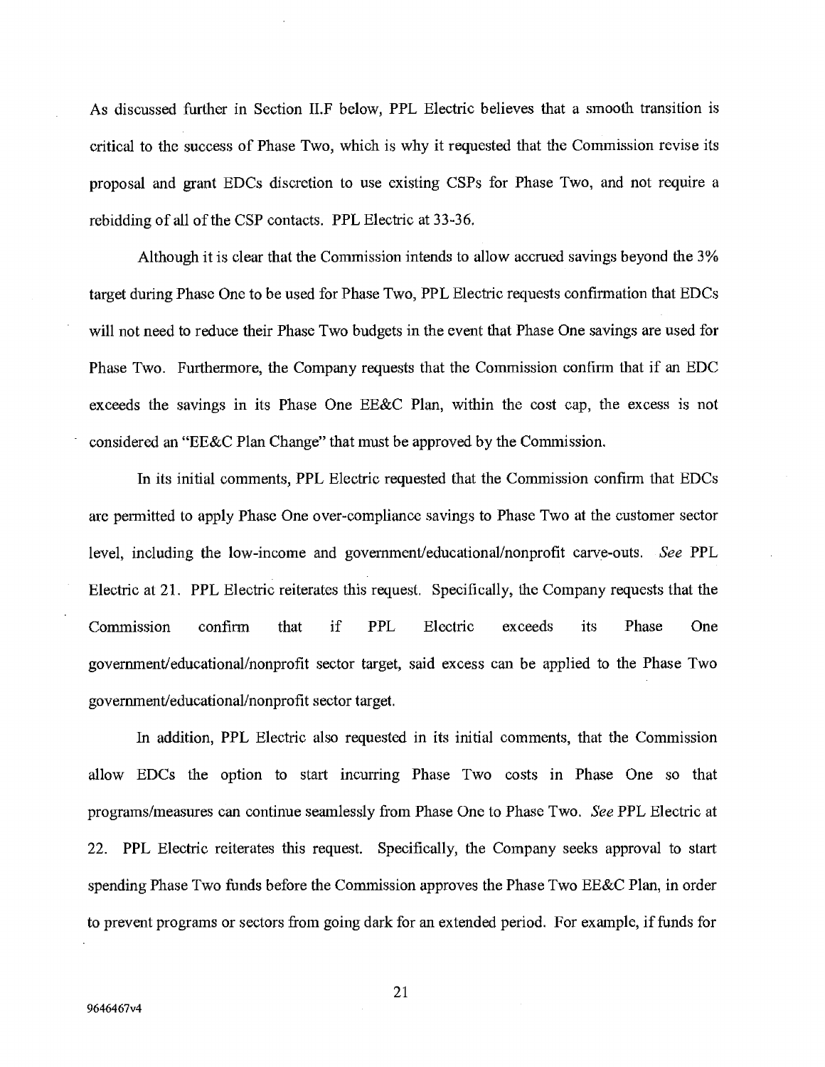As discussed further in Section II.F below, PPL Electric believes that a smooth transition is critical to the success of Phase Two, which is why it requested that the Commission revise its proposal and grant EDCs discretion to use existing CSPs for Phase Two, and not require a rebidding of all of the CSP contacts. PPL Electric at 33-36.

Although it is clear that the Commission intends to allow accrued savings beyond the 3% target during Phase One to be used for Phase Two, PPL Electric requests confirmation that EDCs will not need to reduce their Phase Two budgets in the event that Phase One savings are used for Phase Two. Furthermore, the Company requests that the Commission confirm that if an EDC exceeds the savings in its Phase One EE&C Plan, within the cost cap, the excess is not considered an "EE&C Plan Change" that must be approved by the Commission.

In its initial comments, PPL Electric requested that the Commission confirm that EDCs are permitted to apply Phase One over-compliance savings to Phase Two at the customer sector level, including the low-income and government/educational/nonprofit carve-outs. *See* PPL Electric at 21. PPL Electric reiterates this request. Specifically, the Company requests that the Commission confirm that if PPL Electric exceeds its Phase One government/educational/nonprofit sector target, said excess can be applied to the Phase Two government/educational/nonprofit sector target.

In addition, PPL Electric also requested in its initial comments, that the Commission allow EDCs the option to start incurring Phase Two costs in Phase One so that programs/measures can continue seamlessly from Phase One to Phase Two. *See* PPL Electric at 22. PPL Electric reiterates this request. Specifically, the Company seeks approval to start spending Phase Two funds before the Commission approves the Phase Two EE&C Plan, in order to prevent programs or sectors from going dark for an extended period. For example, if funds for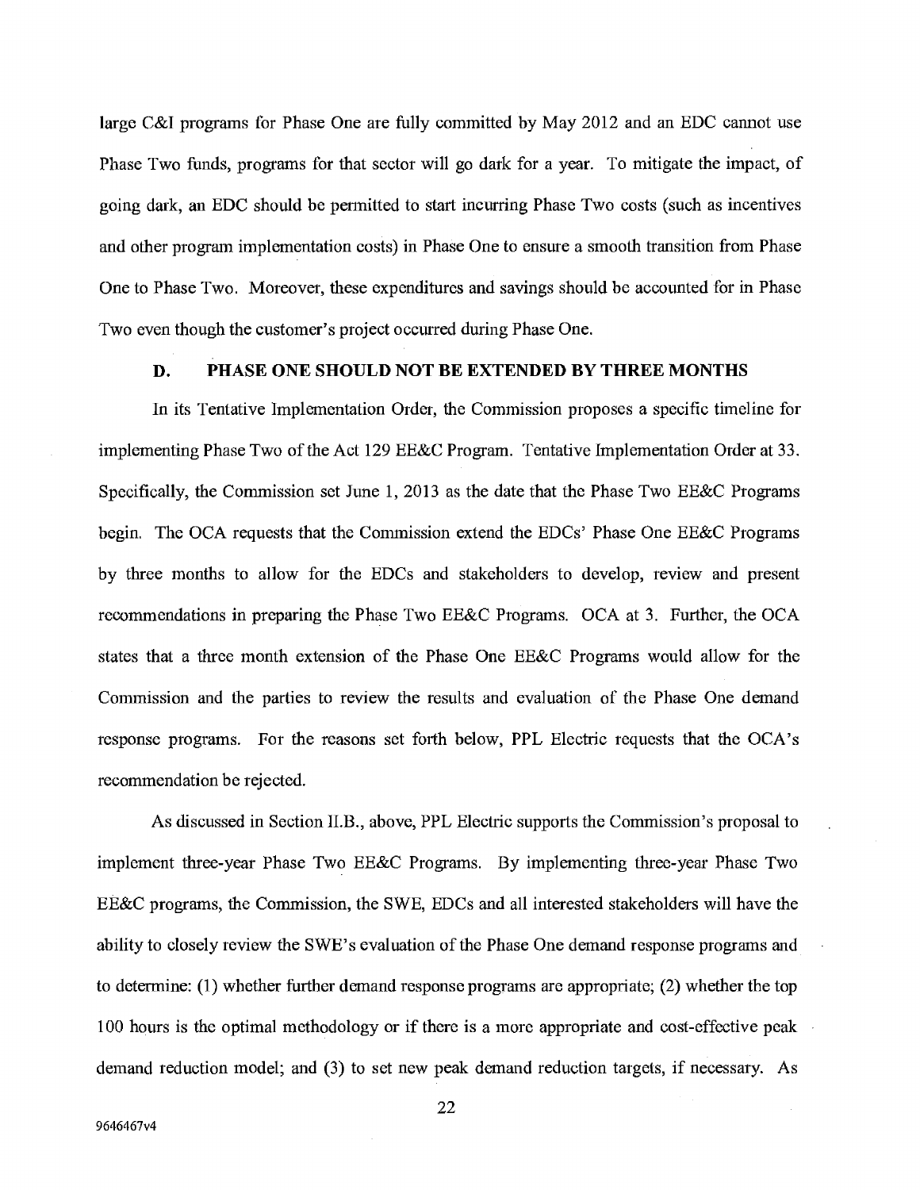large C&I programs for Phase One are fully committed by May 2012 and an EDC cannot use Phase Two funds, programs for that sector will go dark for a year. To mitigate the impact, of going dark, an EDC should be permitted to start incurring Phase Two costs (such as incentives and other program implementation costs) in Phase One to ensure a smooth transition from Phase One to Phase Two. Moreover, these expenditures and savings should be accounted for in Phase Two even though the customer's project occurred during Phase One.

### D. PHASE ONE SHOULD NOT BE EXTENDED BY THREE MONTHS

In its Tentative Implementation Order, the Commission proposes a specific timeline for implementing Phase Two of the Act 129 EE&C Program. Tentative Implementation Order at 33. Specifically, the Commission set June 1, 2013 as the date that the Phase Two EE&C Programs begin. The OCA requests that the Commission extend the EDCs' Phase One EE&C Programs by three months to allow for the EDCs and stakeholders to develop, review and present recommendations in preparing the Phase Two EE&C Programs. OCA at 3. Further, the OCA states that a three month extension of the Phase One EE&C Programs would allow for the Commission and the parties to review the results and evaluation of the Phase One demand response programs. For the reasons set forth below, PPL Electric requests that the OCA's recommendation be rejected.

As discussed in Section II.B., above, PPL Electric supports the Commission's proposal to implement three-year Phase Two EE&C Programs. By implementing three-year Phase Two EE&C programs, the Commission, the SWE, EDCs and all interested stakeholders will have the ability to closely review the SWE's evaluation of the Phase One demand response programs and to determine: (1) whether further demand response programs are appropriate; (2) whether the top 100 hours is the optimal methodology or if there is a more appropriate and cost-effective peak demand reduction model; and (3) to set new peak demand reduction targets, if necessary. As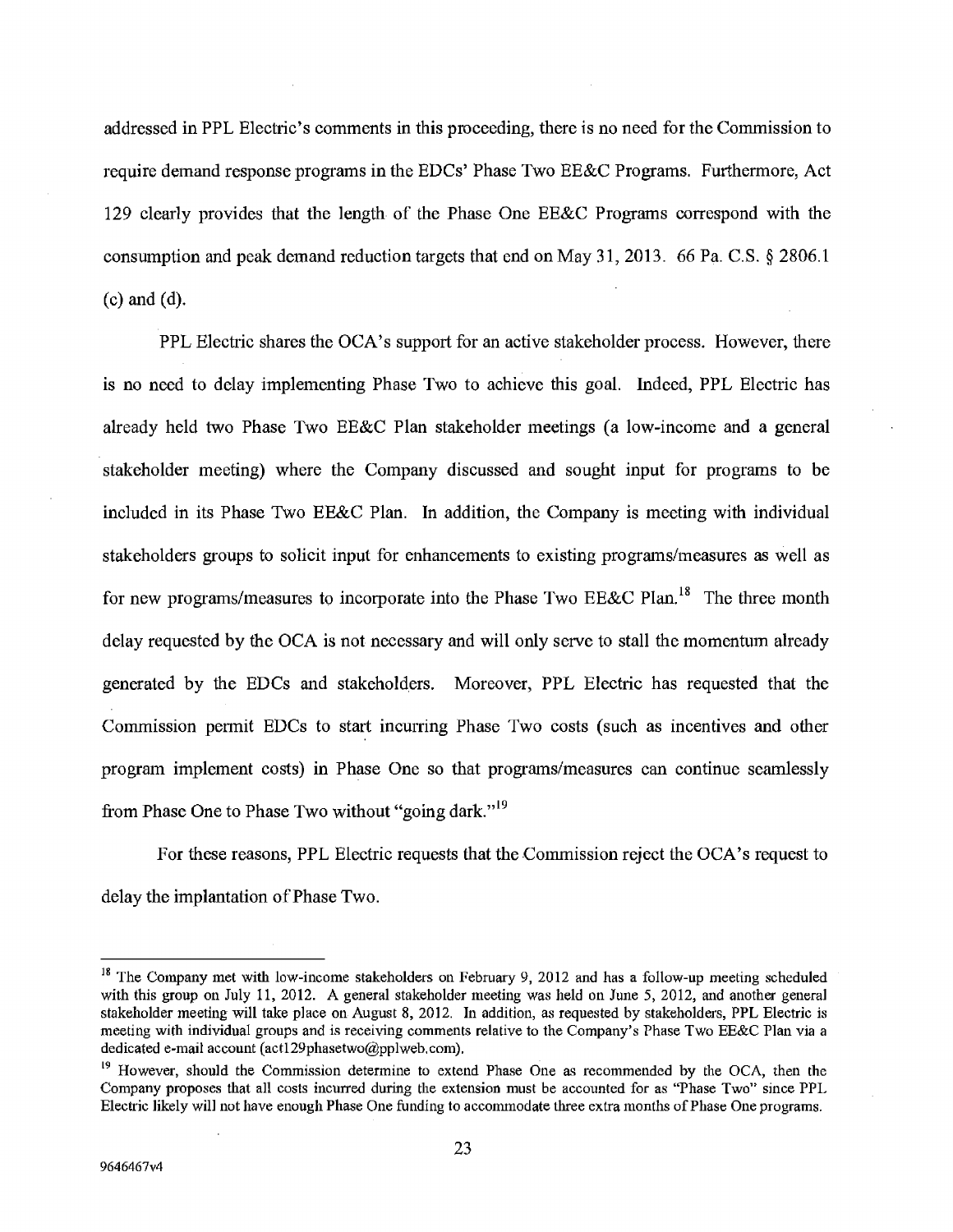addressed in PPL Electric's comments in this proceeding, there is no need for the Commission to require demand response programs in the EDCs' Phase Two EE&C Programs. Furthermore, Act 129 clearly provides that the length of the Phase One EE&C Programs correspond with the consumption and peak demand reduction targets that end on May 31, 2013. 66 Pa. C.S. § 2806.1 (c) and (d).

PPL Electric shares the OCA's support for an active stakeholder process. However, there is no need to delay implementing Phase Two to achieve this goal. Indeed, PPL Electric has already held two Phase Two EE&C Plan stakeholder meetings (a low-income and a general stakeholder meeting) where the Company discussed and sought input for programs to be included in its Phase Two EE&C Plan. In addition, the Company is meeting with individual stakeholders groups to solicit input for enhancements to existing programs/measures as well as for new programs/measures to incorporate into the Phase Two EE&C Plan.[18] The three month delay requested by the OCA is not necessary and will only serve to stall the momentum already generated by the EDCs and stakeholders. Moreover, PPL Electric has requested that the Commission permit EDCs to start incurring Phase Two costs (such as incentives and other program implement costs) in Phase One so that programs/measures can continue seamlessly from Phase One to Phase Two without "going dark."[19]

For these reasons, PPL Electric requests that the Commission reject the OCA's request to delay the implantation of Phase Two.

---

[18] The Company met with low-income stakeholders on February 9, 2012 and has a follow-up meeting scheduled with this group on July 11, 2012. A general stakeholder meeting was held on June 5, 2012, and another general stakeholder meeting will take place on August 8, 2012. In addition, as requested by stakeholders, PPL Electric is meeting with individual groups and is receiving comments relative to the Company's Phase Two EE&C Plan via a dedicated e-mail account (act129phasetwo@pplweb.com).

[19] However, should the Commission determine to extend Phase One as recommended by the OCA, then the Company proposes that all costs incurred during the extension must be accounted for as "Phase Two" since PPL Electric likely will not have enough Phase One funding to accommodate three extra months of Phase One programs.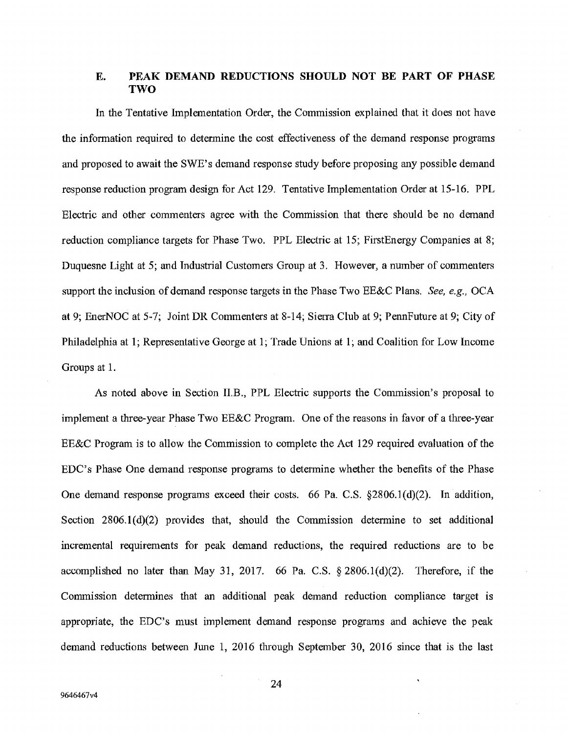## E. PEAK DEMAND REDUCTIONS SHOULD NOT BE PART OF PHASE TWO

In the Tentative Implementation Order, the Commission explained that it does not have the information required to determine the cost effectiveness of the demand response programs and proposed to await the SWE's demand response study before proposing any possible demand response reduction program design for Act 129. Tentative Implementation Order at 15-16. PPL Electric and other commenters agree with the Commission that there should be no demand reduction compliance targets for Phase Two. PPL Electric at 15; FirstEnergy Companies at 8; Duquesne Light at 5; and Industrial Customers Group at 3. However, a number of commenters support the inclusion of demand response targets in the Phase Two EE&C Plans. *See, e.g.,* OCA at 9; EnerNOC at 5-7; Joint DR Commenters at 8-14; Sierra Club at 9; PennFuture at 9; City of Philadelphia at 1; Representative George at 1; Trade Unions at 1; and Coalition for Low Income Groups at 1.

As noted above in Section II.B., PPL Electric supports the Commission's proposal to implement a three-year Phase Two EE&C Program. One of the reasons in favor of a three-year EE&C Program is to allow the Commission to complete the Act 129 required evaluation of the EDC's Phase One demand response programs to determine whether the benefits of the Phase One demand response programs exceed their costs. 66 Pa. C.S. §2806.1(d)(2). In addition, Section 2806.1(d)(2) provides that, should the Commission determine to set additional incremental requirements for peak demand reductions, the required reductions are to be accomplished no later than May 31, 2017. 66 Pa. C.S. § 2806.1(d)(2). Therefore, if the Commission determines that an additional peak demand reduction compliance target is appropriate, the EDC's must implement demand response programs and achieve the peak demand reductions between June 1, 2016 through September 30, 2016 since that is the last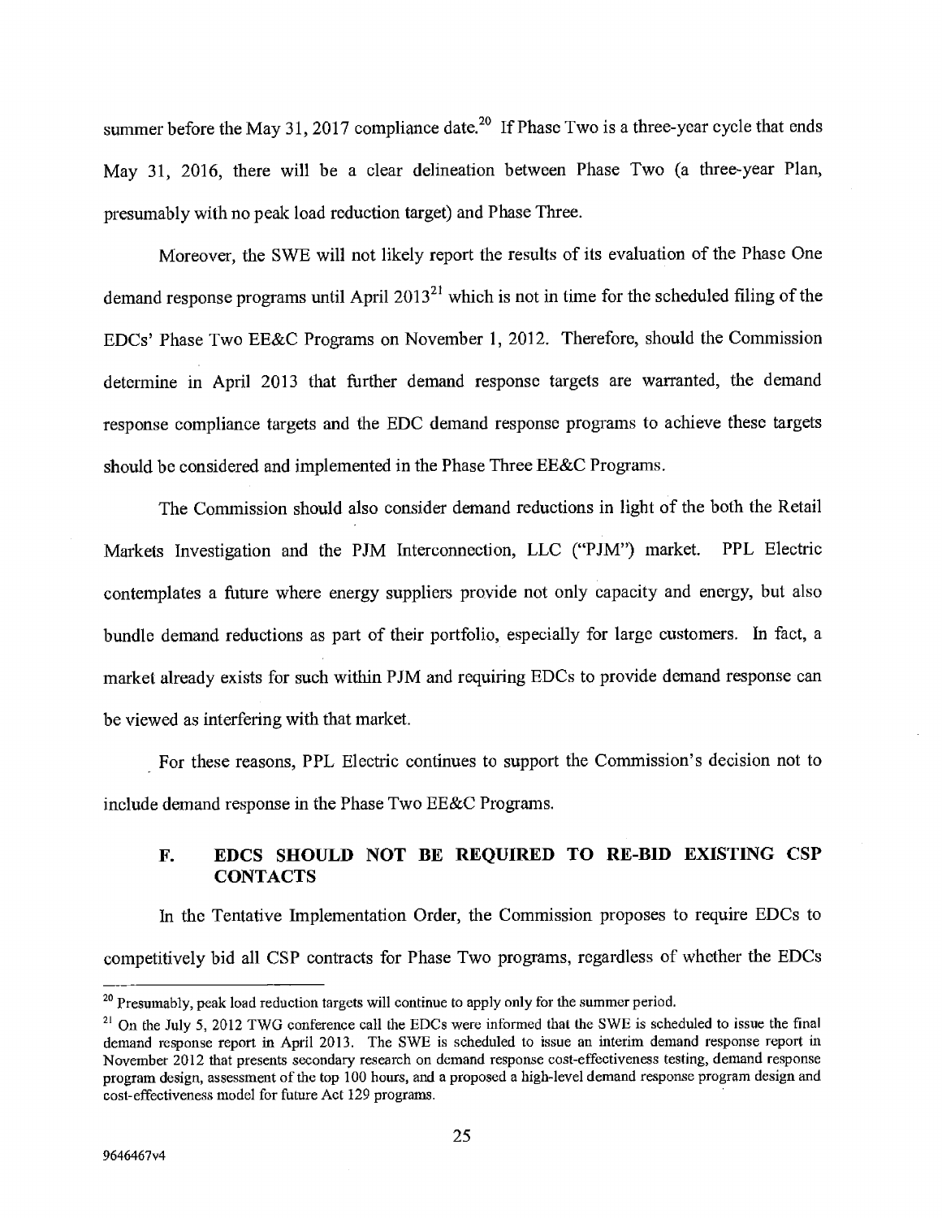summer before the May 31, 2017 compliance date.[20] If Phase Two is a three-year cycle that ends May 31, 2016, there will be a clear delineation between Phase Two (a three-year Plan, presumably with no peak load reduction target) and Phase Three.

Moreover, the SWE will not likely report the results of its evaluation of the Phase One demand response programs until April 2013[21] which is not in time for the scheduled filing of the EDCs' Phase Two EE&C Programs on November 1, 2012. Therefore, should the Commission determine in April 2013 that further demand response targets are warranted, the demand response compliance targets and the EDC demand response programs to achieve these targets should be considered and implemented in the Phase Three EE&C Programs.

The Commission should also consider demand reductions in light of the both the Retail Markets Investigation and the PJM Interconnection, LLC ("PJM") market. PPL Electric contemplates a future where energy suppliers provide not only capacity and energy, but also bundle demand reductions as part of their portfolio, especially for large customers. In fact, a market already exists for such within PJM and requiring EDCs to provide demand response can be viewed as interfering with that market.

For these reasons, PPL Electric continues to support the Commission's decision not to include demand response in the Phase Two EE&C Programs.

### F. EDCS SHOULD NOT BE REQUIRED TO RE-BID EXISTING CSP CONTACTS

In the Tentative Implementation Order, the Commission proposes to require EDCs to competitively bid all CSP contracts for Phase Two programs, regardless of whether the EDCs

---

[20] Presumably, peak load reduction targets will continue to apply only for the summer period.

[21] On the July 5, 2012 TWG conference call the EDCs were informed that the SWE is scheduled to issue the final demand response report in April 2013. The SWE is scheduled to issue an interim demand response report in November 2012 that presents secondary research on demand response cost-effectiveness testing, demand response program design, assessment of the top 100 hours, and a proposed a high-level demand response program design and cost-effectiveness model for future Act 129 programs.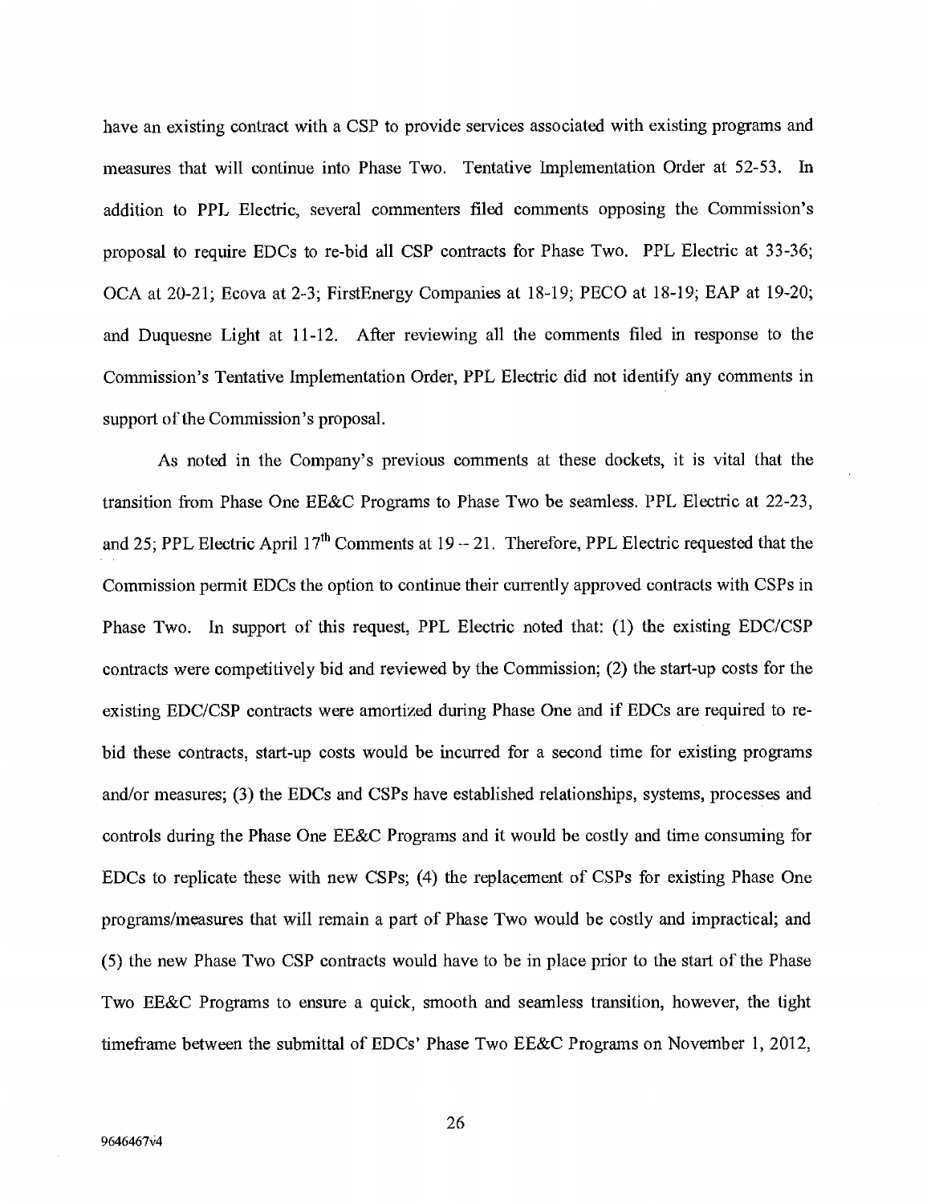have an existing contract with a CSP to provide services associated with existing programs and measures that will continue into Phase Two. Tentative Implementation Order at 52-53. In addition to PPL Electric, several commenters filed comments opposing the Commission's proposal to require EDCs to re-bid all CSP contracts for Phase Two. PPL Electric at 33-36; OCA at 20-21; Ecova at 2-3; FirstEnergy Companies at 18-19; PECO at 18-19; EAP at 19-20; and Duquesne Light at 11-12. After reviewing all the comments filed in response to the Commission's Tentative Implementation Order, PPL Electric did not identify any comments in support of the Commission's proposal.

As noted in the Company's previous comments at these dockets, it is vital that the transition from Phase One EE&C Programs to Phase Two be seamless. PPL Electric at 22-23, and 25; PPL Electric April 17th Comments at 19 – 21. Therefore, PPL Electric requested that the Commission permit EDCs the option to continue their currently approved contracts with CSPs in Phase Two. In support of this request, PPL Electric noted that: (1) the existing EDC/CSP contracts were competitively bid and reviewed by the Commission; (2) the start-up costs for the existing EDC/CSP contracts were amortized during Phase One and if EDCs are required to re-bid these contracts, start-up costs would be incurred for a second time for existing programs and/or measures; (3) the EDCs and CSPs have established relationships, systems, processes and controls during the Phase One EE&C Programs and it would be costly and time consuming for EDCs to replicate these with new CSPs; (4) the replacement of CSPs for existing Phase One programs/measures that will remain a part of Phase Two would be costly and impractical; and (5) the new Phase Two CSP contracts would have to be in place prior to the start of the Phase Two EE&C Programs to ensure a quick, smooth and seamless transition, however, the tight timeframe between the submittal of EDCs' Phase Two EE&C Programs on November 1, 2012,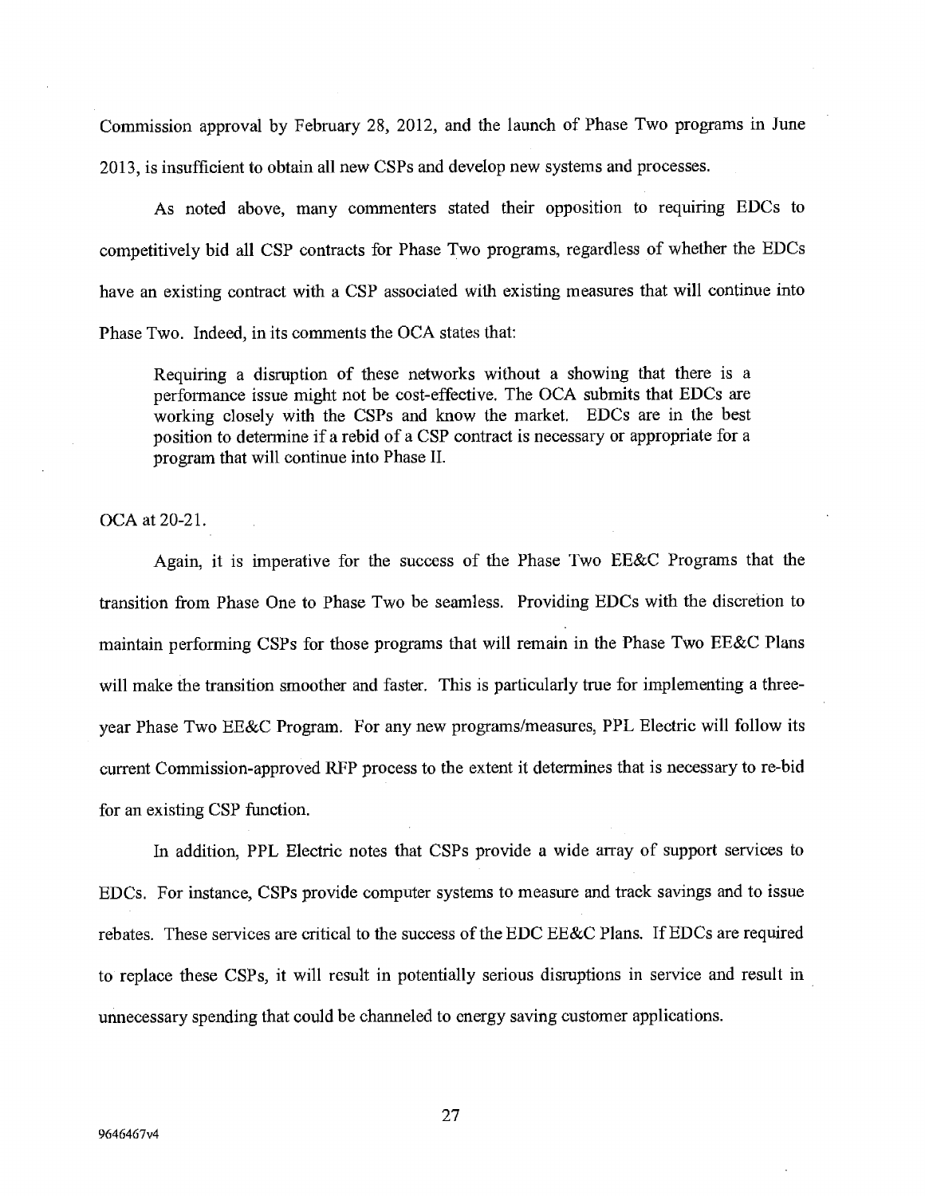Commission approval by February 28, 2012, and the launch of Phase Two programs in June 2013, is insufficient to obtain all new CSPs and develop new systems and processes.

As noted above, many commenters stated their opposition to requiring EDCs to competitively bid all CSP contracts for Phase Two programs, regardless of whether the EDCs have an existing contract with a CSP associated with existing measures that will continue into Phase Two. Indeed, in its comments the OCA states that:

> Requiring a disruption of these networks without a showing that there is a performance issue might not be cost-effective. The OCA submits that EDCs are working closely with the CSPs and know the market. EDCs are in the best position to determine if a rebid of a CSP contract is necessary or appropriate for a program that will continue into Phase II.

OCA at 20-21.

Again, it is imperative for the success of the Phase Two EE&C Programs that the transition from Phase One to Phase Two be seamless. Providing EDCs with the discretion to maintain performing CSPs for those programs that will remain in the Phase Two EE&C Plans will make the transition smoother and faster. This is particularly true for implementing a three-year Phase Two EE&C Program. For any new programs/measures, PPL Electric will follow its current Commission-approved RFP process to the extent it determines that is necessary to re-bid for an existing CSP function.

In addition, PPL Electric notes that CSPs provide a wide array of support services to EDCs. For instance, CSPs provide computer systems to measure and track savings and to issue rebates. These services are critical to the success of the EDC EE&C Plans. If EDCs are required to replace these CSPs, it will result in potentially serious disruptions in service and result in unnecessary spending that could be channeled to energy saving customer applications.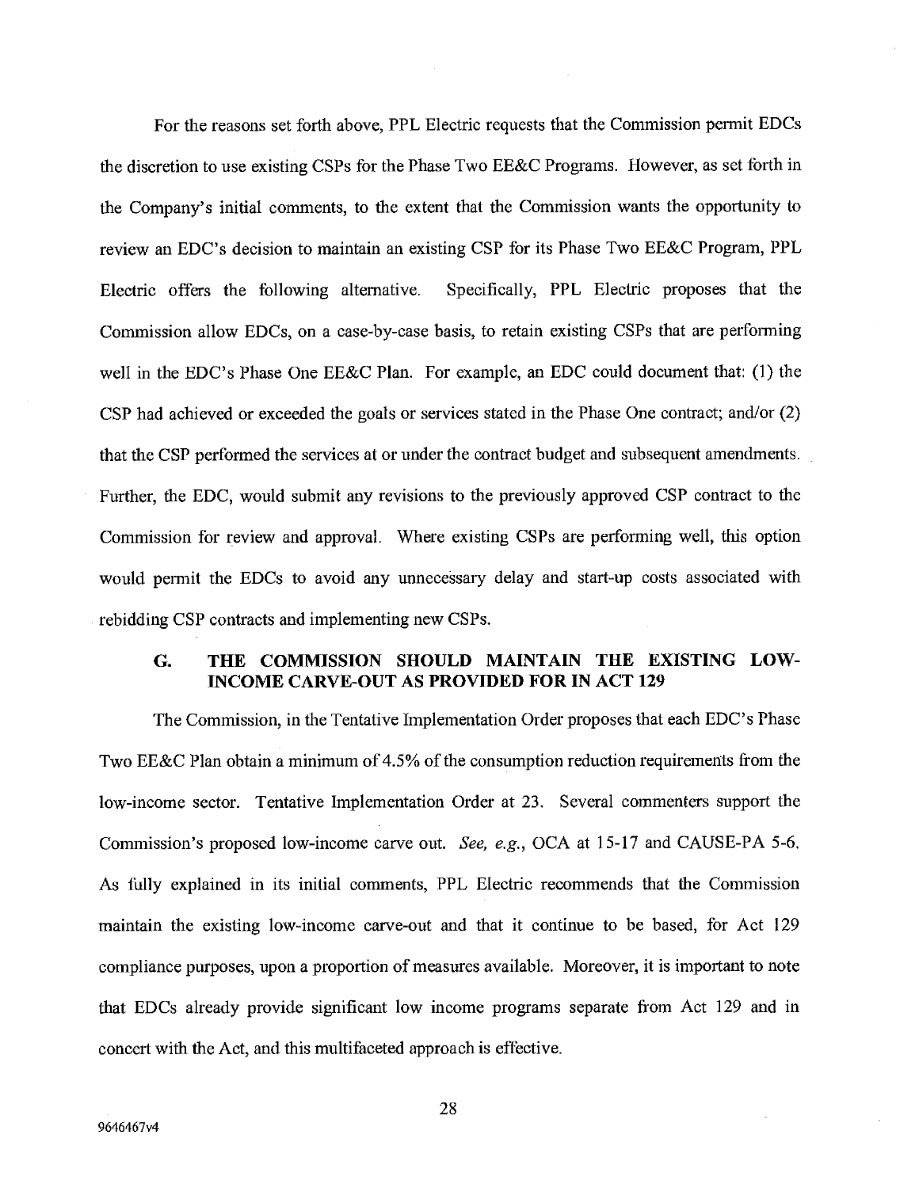For the reasons set forth above, PPL Electric requests that the Commission permit EDCs the discretion to use existing CSPs for the Phase Two EE&C Programs. However, as set forth in the Company's initial comments, to the extent that the Commission wants the opportunity to review an EDC's decision to maintain an existing CSP for its Phase Two EE&C Program, PPL Electric offers the following alternative. Specifically, PPL Electric proposes that the Commission allow EDCs, on a case-by-case basis, to retain existing CSPs that are performing well in the EDC's Phase One EE&C Plan. For example, an EDC could document that: (1) the CSP had achieved or exceeded the goals or services stated in the Phase One contract; and/or (2) that the CSP performed the services at or under the contract budget and subsequent amendments. Further, the EDC, would submit any revisions to the previously approved CSP contract to the Commission for review and approval. Where existing CSPs are performing well, this option would permit the EDCs to avoid any unnecessary delay and start-up costs associated with rebidding CSP contracts and implementing new CSPs.

### G. THE COMMISSION SHOULD MAINTAIN THE EXISTING LOW-INCOME CARVE-OUT AS PROVIDED FOR IN ACT 129

The Commission, in the Tentative Implementation Order proposes that each EDC's Phase Two EE&C Plan obtain a minimum of 4.5% of the consumption reduction requirements from the low-income sector. Tentative Implementation Order at 23. Several commenters support the Commission's proposed low-income carve out. *See, e.g.*, OCA at 15-17 and CAUSE-PA 5-6. As fully explained in its initial comments, PPL Electric recommends that the Commission maintain the existing low-income carve-out and that it continue to be based, for Act 129 compliance purposes, upon a proportion of measures available. Moreover, it is important to note that EDCs already provide significant low income programs separate from Act 129 and in concert with the Act, and this multifaceted approach is effective.

9646467v4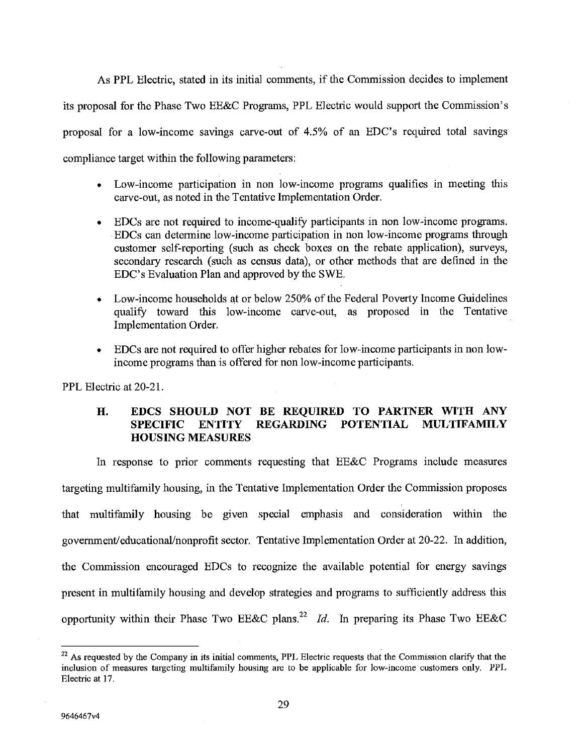As PPL Electric, stated in its initial comments, if the Commission decides to implement its proposal for the Phase Two EE&C Programs, PPL Electric would support the Commission's proposal for a low-income savings carve-out of 4.5% of an EDC's required total savings compliance target within the following parameters:

- Low-income participation in non low-income programs qualifies in meeting this carve-out, as noted in the Tentative Implementation Order.
- EDCs are not required to income-qualify participants in non low-income programs. EDCs can determine low-income participation in non low-income programs through customer self-reporting (such as check boxes on the rebate application), surveys, secondary research (such as census data), or other methods that are defined in the EDC's Evaluation Plan and approved by the SWE.
- Low-income households at or below 250% of the Federal Poverty Income Guidelines qualify toward this low-income carve-out, as proposed in the Tentative Implementation Order.
- EDCs are not required to offer higher rebates for low-income participants in non low-income programs than is offered for non low-income participants.

PPL Electric at 20-21.

### H. EDCS SHOULD NOT BE REQUIRED TO PARTNER WITH ANY SPECIFIC ENTITY REGARDING POTENTIAL MULTIFAMILY HOUSING MEASURES

In response to prior comments requesting that EE&C Programs include measures targeting multifamily housing, in the Tentative Implementation Order the Commission proposes that multifamily housing be given special emphasis and consideration within the government/educational/nonprofit sector. Tentative Implementation Order at 20-22. In addition, the Commission encouraged EDCs to recognize the available potential for energy savings present in multifamily housing and develop strategies and programs to sufficiently address this opportunity within their Phase Two EE&C plans.[22] *Id.* In preparing its Phase Two EE&C

[22] As requested by the Company in its initial comments, PPL Electric requests that the Commission clarify that the inclusion of measures targeting multifamily housing are to be applicable for low-income customers only. PPL Electric at 17.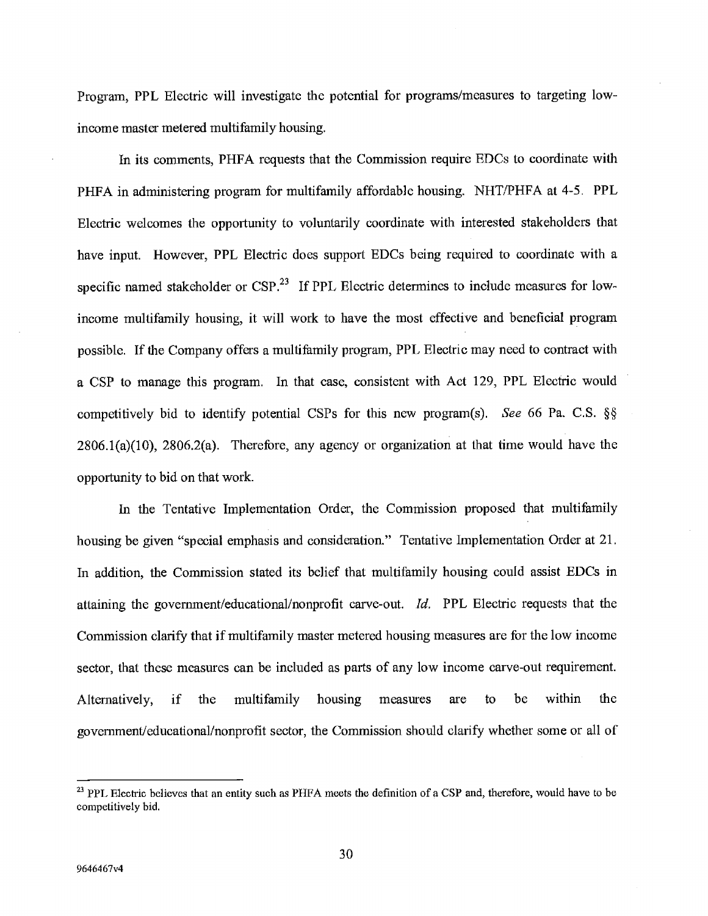Program, PPL Electric will investigate the potential for programs/measures to targeting low-income master metered multifamily housing.

In its comments, PHFA requests that the Commission require EDCs to coordinate with PHFA in administering program for multifamily affordable housing. NHT/PHFA at 4-5. PPL Electric welcomes the opportunity to voluntarily coordinate with interested stakeholders that have input. However, PPL Electric does support EDCs being required to coordinate with a specific named stakeholder or CSP.[23] If PPL Electric determines to include measures for low-income multifamily housing, it will work to have the most effective and beneficial program possible. If the Company offers a multifamily program, PPL Electric may need to contract with a CSP to manage this program. In that case, consistent with Act 129, PPL Electric would competitively bid to identify potential CSPs for this new program(s). *See* 66 Pa. C.S. §§ 2806.1(a)(10), 2806.2(a). Therefore, any agency or organization at that time would have the opportunity to bid on that work.

In the Tentative Implementation Order, the Commission proposed that multifamily housing be given "special emphasis and consideration." Tentative Implementation Order at 21. In addition, the Commission stated its belief that multifamily housing could assist EDCs in attaining the government/educational/nonprofit carve-out. *Id.* PPL Electric requests that the Commission clarify that if multifamily master metered housing measures are for the low income sector, that these measures can be included as parts of any low income carve-out requirement. Alternatively, if the multifamily housing measures are to be within the government/educational/nonprofit sector, the Commission should clarify whether some or all of

[23] PPL Electric believes that an entity such as PHFA meets the definition of a CSP and, therefore, would have to be competitively bid.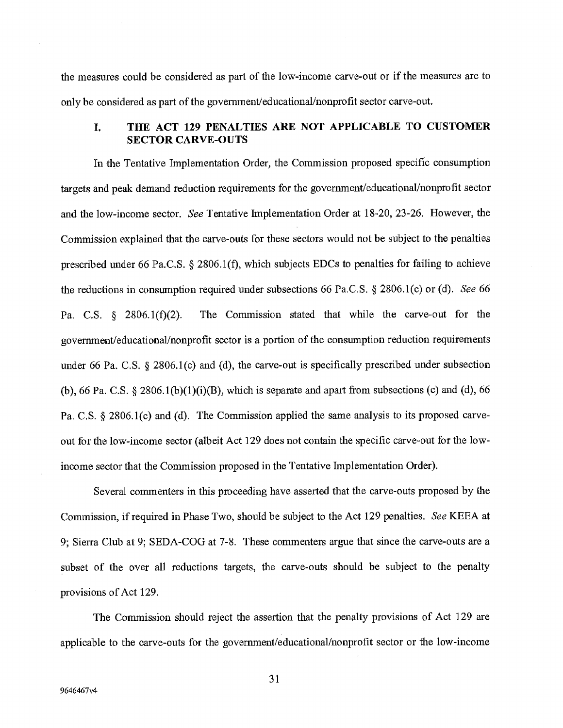the measures could be considered as part of the low-income carve-out or if the measures are to only be considered as part of the government/educational/nonprofit sector carve-out.

## I. THE ACT 129 PENALTIES ARE NOT APPLICABLE TO CUSTOMER SECTOR CARVE-OUTS

In the Tentative Implementation Order, the Commission proposed specific consumption targets and peak demand reduction requirements for the government/educational/nonprofit sector and the low-income sector. *See* Tentative Implementation Order at 18-20, 23-26. However, the Commission explained that the carve-outs for these sectors would not be subject to the penalties prescribed under 66 Pa.C.S. § 2806.1(f), which subjects EDCs to penalties for failing to achieve the reductions in consumption required under subsections 66 Pa.C.S. § 2806.1(c) or (d). *See* 66 Pa. C.S. § 2806.1(f)(2). The Commission stated that while the carve-out for the government/educational/nonprofit sector is a portion of the consumption reduction requirements under 66 Pa. C.S. § 2806.1(c) and (d), the carve-out is specifically prescribed under subsection (b), 66 Pa. C.S. § 2806.1(b)(1)(i)(B), which is separate and apart from subsections (c) and (d), 66 Pa. C.S. § 2806.1(c) and (d). The Commission applied the same analysis to its proposed carve-out for the low-income sector (albeit Act 129 does not contain the specific carve-out for the low-income sector that the Commission proposed in the Tentative Implementation Order).

Several commenters in this proceeding have asserted that the carve-outs proposed by the Commission, if required in Phase Two, should be subject to the Act 129 penalties. *See* KEEA at 9; Sierra Club at 9; SEDA-COG at 7-8. These commenters argue that since the carve-outs are a subset of the over all reductions targets, the carve-outs should be subject to the penalty provisions of Act 129.

The Commission should reject the assertion that the penalty provisions of Act 129 are applicable to the carve-outs for the government/educational/nonprofit sector or the low-income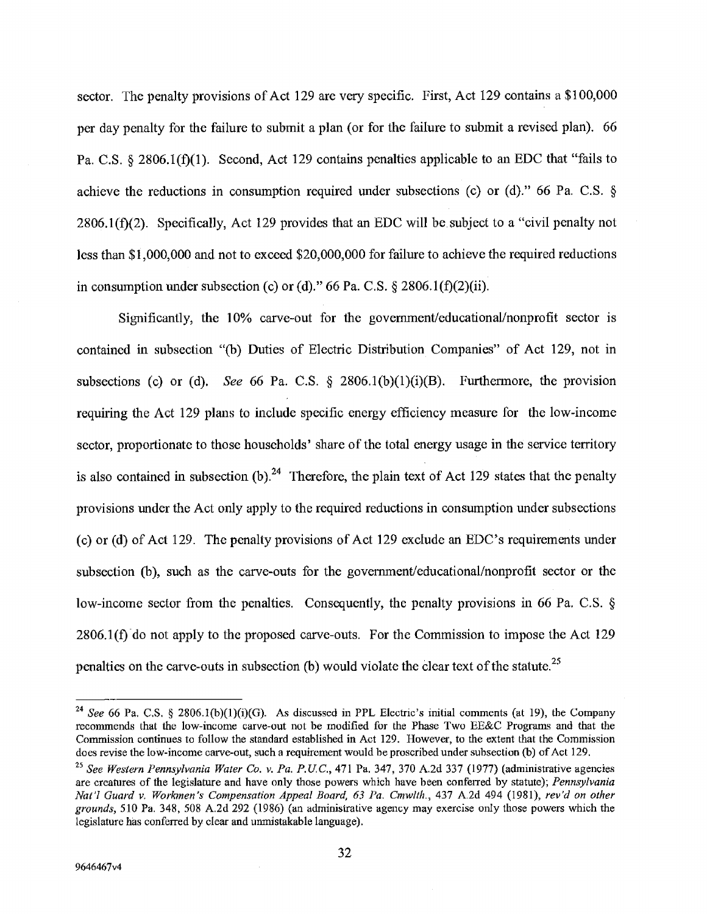sector. The penalty provisions of Act 129 are very specific. First, Act 129 contains a $100,000 per day penalty for the failure to submit a plan (or for the failure to submit a revised plan). 66 Pa. C.S. § 2806.1(f)(1). Second, Act 129 contains penalties applicable to an EDC that "fails to achieve the reductions in consumption required under subsections (c) or (d)." 66 Pa. C.S. § 2806.1(f)(2). Specifically, Act 129 provides that an EDC will be subject to a "civil penalty not less than $1,000,000 and not to exceed $20,000,000 for failure to achieve the required reductions in consumption under subsection (c) or (d)." 66 Pa. C.S. § 2806.1(f)(2)(ii).

Significantly, the 10% carve-out for the government/educational/nonprofit sector is contained in subsection "(b) Duties of Electric Distribution Companies" of Act 129, not in subsections (c) or (d). *See* 66 Pa. C.S. § 2806.1(b)(1)(i)(B). Furthermore, the provision requiring the Act 129 plans to include specific energy efficiency measure for the low-income sector, proportionate to those households' share of the total energy usage in the service territory is also contained in subsection (b).[24] Therefore, the plain text of Act 129 states that the penalty provisions under the Act only apply to the required reductions in consumption under subsections (c) or (d) of Act 129. The penalty provisions of Act 129 exclude an EDC's requirements under subsection (b), such as the carve-outs for the government/educational/nonprofit sector or the low-income sector from the penalties. Consequently, the penalty provisions in 66 Pa. C.S. § 2806.1(f) do not apply to the proposed carve-outs. For the Commission to impose the Act 129 penalties on the carve-outs in subsection (b) would violate the clear text of the statute.[25]

---

[24] *See* 66 Pa. C.S. § 2806.1(b)(1)(i)(G). As discussed in PPL Electric's initial comments (at 19), the Company recommends that the low-income carve-out not be modified for the Phase Two EE&C Programs and that the Commission continues to follow the standard established in Act 129. However, to the extent that the Commission does revise the low-income carve-out, such a requirement would be proscribed under subsection (b) of Act 129.

[25] *See Western Pennsylvania Water Co. v. Pa. P.U.C.*, 471 Pa. 347, 370 A.2d 337 (1977) (administrative agencies are creatures of the legislature and have only those powers which have been conferred by statute); *Pennsylvania Nat'l Guard v. Workmen's Compensation Appeal Board, 63 Pa. Cmwlth.*, 437 A.2d 494 (1981), *rev'd on other grounds*, 510 Pa. 348, 508 A.2d 292 (1986) (an administrative agency may exercise only those powers which the legislature has conferred by clear and unmistakable language).

9646467v4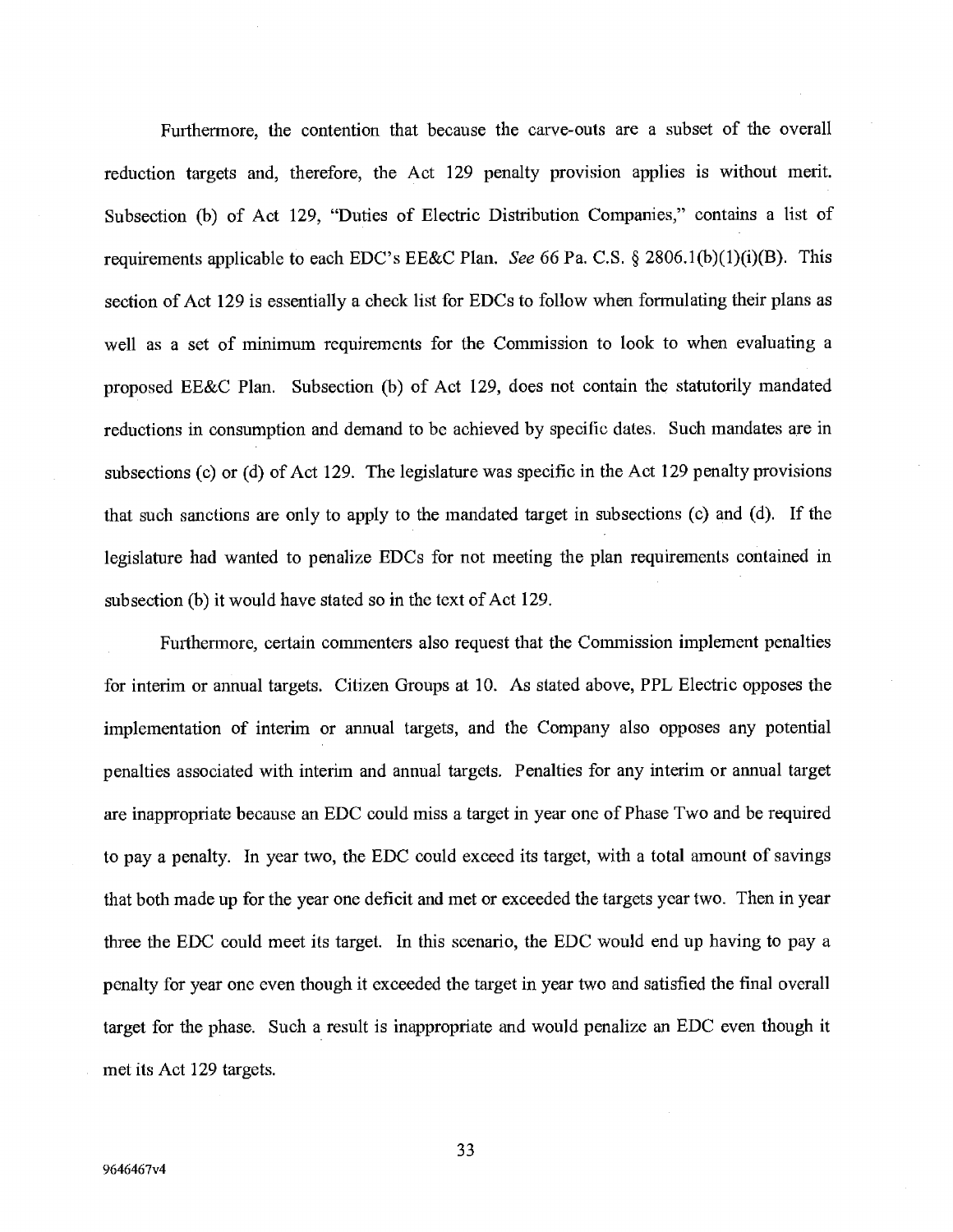Furthermore, the contention that because the carve-outs are a subset of the overall reduction targets and, therefore, the Act 129 penalty provision applies is without merit. Subsection (b) of Act 129, "Duties of Electric Distribution Companies," contains a list of requirements applicable to each EDC's EE&C Plan. *See* 66 Pa. C.S. § 2806.1(b)(1)(i)(B). This section of Act 129 is essentially a check list for EDCs to follow when formulating their plans as well as a set of minimum requirements for the Commission to look to when evaluating a proposed EE&C Plan. Subsection (b) of Act 129, does not contain the statutorily mandated reductions in consumption and demand to be achieved by specific dates. Such mandates are in subsections (c) or (d) of Act 129. The legislature was specific in the Act 129 penalty provisions that such sanctions are only to apply to the mandated target in subsections (c) and (d). If the legislature had wanted to penalize EDCs for not meeting the plan requirements contained in subsection (b) it would have stated so in the text of Act 129.

Furthermore, certain commenters also request that the Commission implement penalties for interim or annual targets. Citizen Groups at 10. As stated above, PPL Electric opposes the implementation of interim or annual targets, and the Company also opposes any potential penalties associated with interim and annual targets. Penalties for any interim or annual target are inappropriate because an EDC could miss a target in year one of Phase Two and be required to pay a penalty. In year two, the EDC could exceed its target, with a total amount of savings that both made up for the year one deficit and met or exceeded the targets year two. Then in year three the EDC could meet its target. In this scenario, the EDC would end up having to pay a penalty for year one even though it exceeded the target in year two and satisfied the final overall target for the phase. Such a result is inappropriate and would penalize an EDC even though it met its Act 129 targets.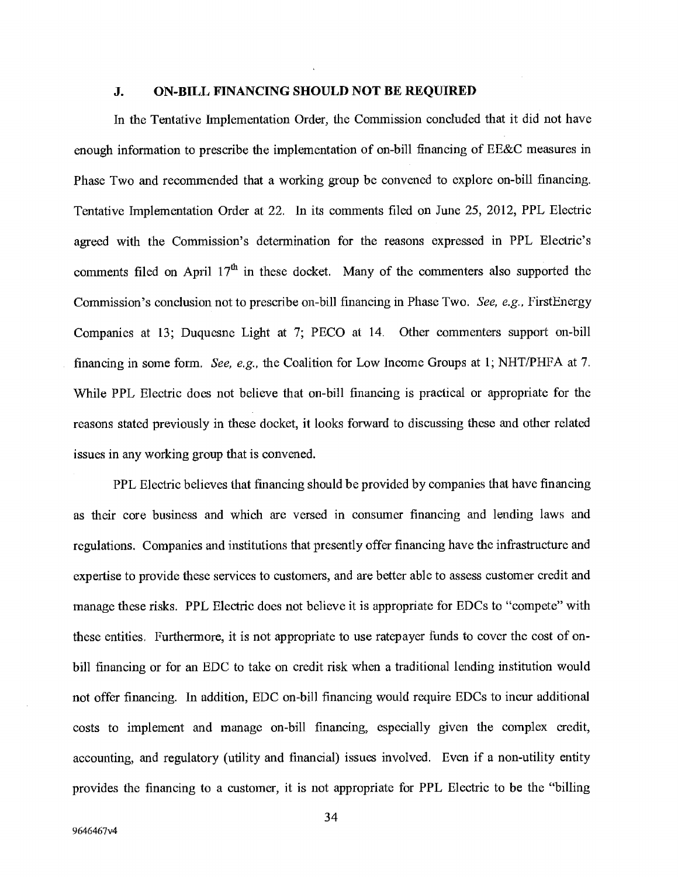## J. ON-BILL FINANCING SHOULD NOT BE REQUIRED

In the Tentative Implementation Order, the Commission concluded that it did not have enough information to prescribe the implementation of on-bill financing of EE&C measures in Phase Two and recommended that a working group be convened to explore on-bill financing. Tentative Implementation Order at 22. In its comments filed on June 25, 2012, PPL Electric agreed with the Commission's determination for the reasons expressed in PPL Electric's comments filed on April 17th in these docket. Many of the commenters also supported the Commission's conclusion not to prescribe on-bill financing in Phase Two. *See, e.g.*, FirstEnergy Companies at 13; Duquesne Light at 7; PECO at 14. Other commenters support on-bill financing in some form. *See, e.g.*, the Coalition for Low Income Groups at 1; NHT/PHFA at 7. While PPL Electric does not believe that on-bill financing is practical or appropriate for the reasons stated previously in these docket, it looks forward to discussing these and other related issues in any working group that is convened.

PPL Electric believes that financing should be provided by companies that have financing as their core business and which are versed in consumer financing and lending laws and regulations. Companies and institutions that presently offer financing have the infrastructure and expertise to provide these services to customers, and are better able to assess customer credit and manage these risks. PPL Electric does not believe it is appropriate for EDCs to "compete" with these entities. Furthermore, it is not appropriate to use ratepayer funds to cover the cost of on-bill financing or for an EDC to take on credit risk when a traditional lending institution would not offer financing. In addition, EDC on-bill financing would require EDCs to incur additional costs to implement and manage on-bill financing, especially given the complex credit, accounting, and regulatory (utility and financial) issues involved. Even if a non-utility entity provides the financing to a customer, it is not appropriate for PPL Electric to be the "billing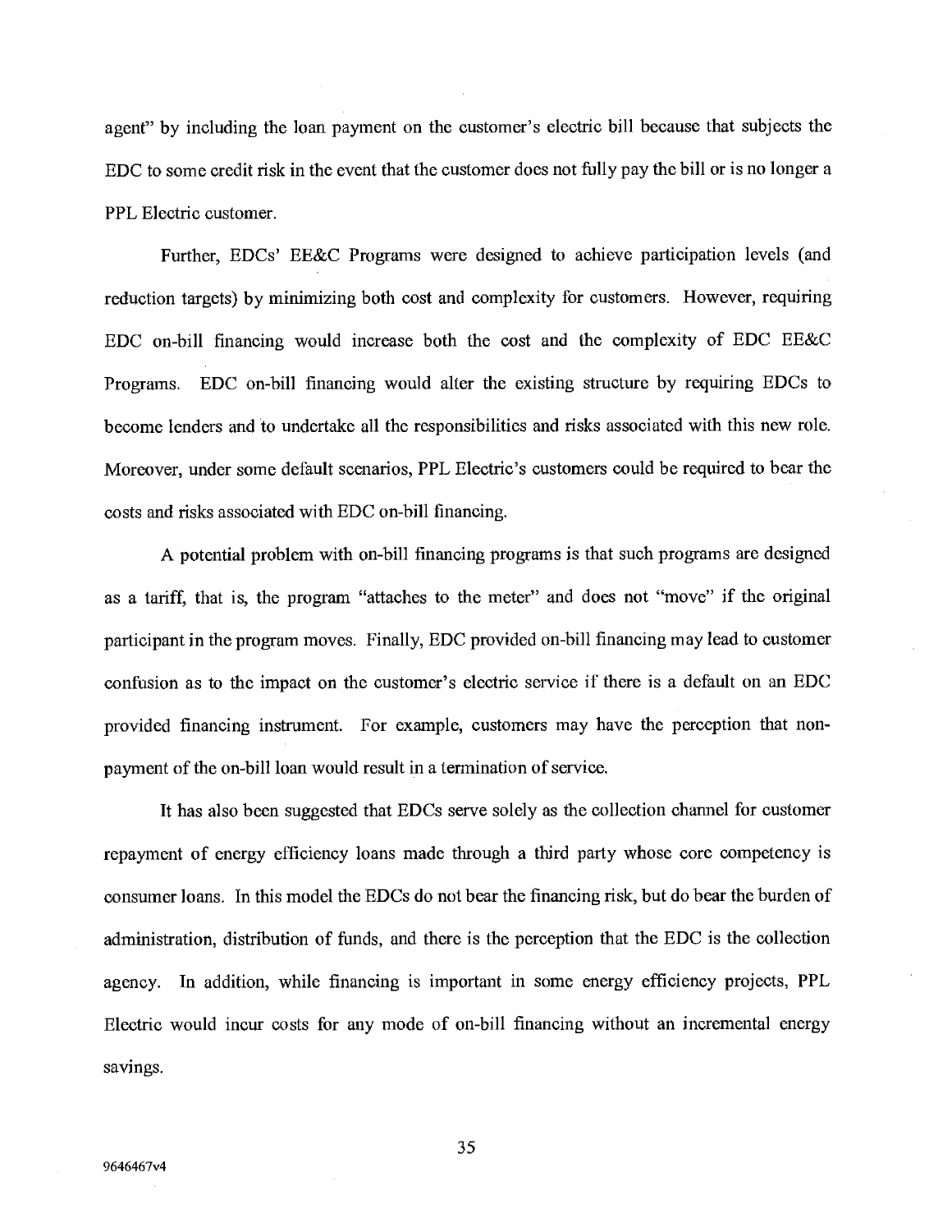agent" by including the loan payment on the customer's electric bill because that subjects the EDC to some credit risk in the event that the customer does not fully pay the bill or is no longer a PPL Electric customer.

Further, EDCs' EE&C Programs were designed to achieve participation levels (and reduction targets) by minimizing both cost and complexity for customers. However, requiring EDC on-bill financing would increase both the cost and the complexity of EDC EE&C Programs. EDC on-bill financing would alter the existing structure by requiring EDCs to become lenders and to undertake all the responsibilities and risks associated with this new role. Moreover, under some default scenarios, PPL Electric's customers could be required to bear the costs and risks associated with EDC on-bill financing.

A potential problem with on-bill financing programs is that such programs are designed as a tariff, that is, the program "attaches to the meter" and does not "move" if the original participant in the program moves. Finally, EDC provided on-bill financing may lead to customer confusion as to the impact on the customer's electric service if there is a default on an EDC provided financing instrument. For example, customers may have the perception that non-payment of the on-bill loan would result in a termination of service.

It has also been suggested that EDCs serve solely as the collection channel for customer repayment of energy efficiency loans made through a third party whose core competency is consumer loans. In this model the EDCs do not bear the financing risk, but do bear the burden of administration, distribution of funds, and there is the perception that the EDC is the collection agency. In addition, while financing is important in some energy efficiency projects, PPL Electric would incur costs for any mode of on-bill financing without an incremental energy savings.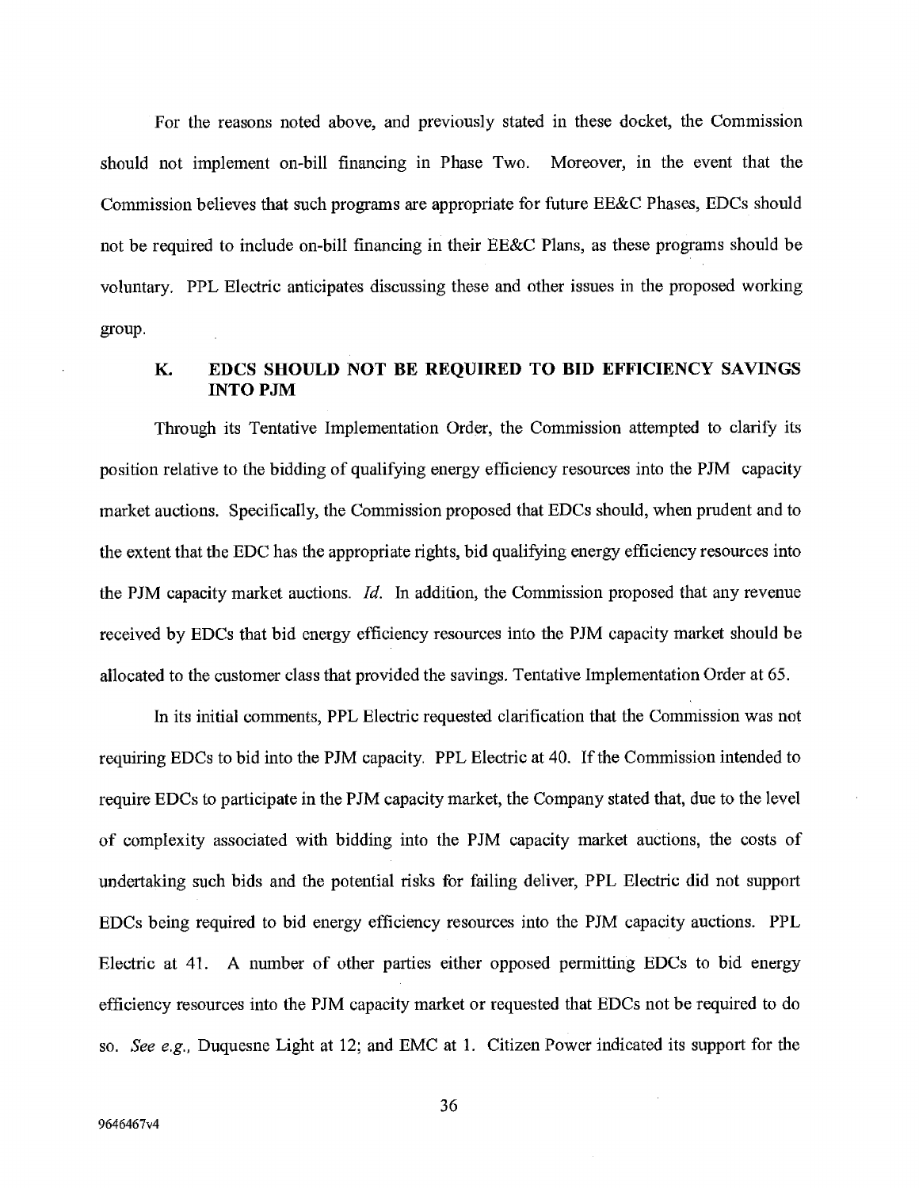For the reasons noted above, and previously stated in these docket, the Commission should not implement on-bill financing in Phase Two. Moreover, in the event that the Commission believes that such programs are appropriate for future EE&C Phases, EDCs should not be required to include on-bill financing in their EE&C Plans, as these programs should be voluntary. PPL Electric anticipates discussing these and other issues in the proposed working group.

### K. EDCS SHOULD NOT BE REQUIRED TO BID EFFICIENCY SAVINGS INTO PJM

Through its Tentative Implementation Order, the Commission attempted to clarify its position relative to the bidding of qualifying energy efficiency resources into the PJM capacity market auctions. Specifically, the Commission proposed that EDCs should, when prudent and to the extent that the EDC has the appropriate rights, bid qualifying energy efficiency resources into the PJM capacity market auctions. *Id.* In addition, the Commission proposed that any revenue received by EDCs that bid energy efficiency resources into the PJM capacity market should be allocated to the customer class that provided the savings. Tentative Implementation Order at 65.

In its initial comments, PPL Electric requested clarification that the Commission was not requiring EDCs to bid into the PJM capacity. PPL Electric at 40. If the Commission intended to require EDCs to participate in the PJM capacity market, the Company stated that, due to the level of complexity associated with bidding into the PJM capacity market auctions, the costs of undertaking such bids and the potential risks for failing deliver, PPL Electric did not support EDCs being required to bid energy efficiency resources into the PJM capacity auctions. PPL Electric at 41. A number of other parties either opposed permitting EDCs to bid energy efficiency resources into the PJM capacity market or requested that EDCs not be required to do so. *See e.g.,* Duquesne Light at 12; and EMC at 1. Citizen Power indicated its support for the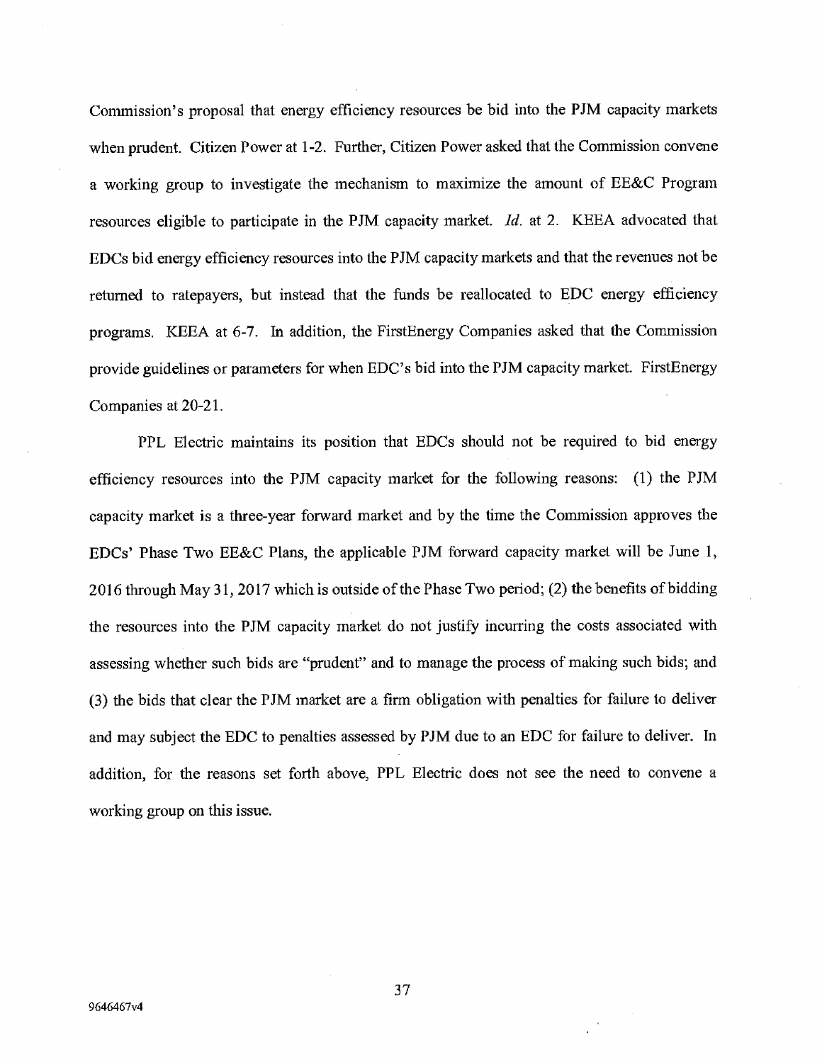Commission's proposal that energy efficiency resources be bid into the PJM capacity markets when prudent. Citizen Power at 1-2. Further, Citizen Power asked that the Commission convene a working group to investigate the mechanism to maximize the amount of EE&C Program resources eligible to participate in the PJM capacity market. *Id.* at 2. KEEA advocated that EDCs bid energy efficiency resources into the PJM capacity markets and that the revenues not be returned to ratepayers, but instead that the funds be reallocated to EDC energy efficiency programs. KEEA at 6-7. In addition, the FirstEnergy Companies asked that the Commission provide guidelines or parameters for when EDC's bid into the PJM capacity market. FirstEnergy Companies at 20-21.

PPL Electric maintains its position that EDCs should not be required to bid energy efficiency resources into the PJM capacity market for the following reasons: (1) the PJM capacity market is a three-year forward market and by the time the Commission approves the EDCs' Phase Two EE&C Plans, the applicable PJM forward capacity market will be June 1, 2016 through May 31, 2017 which is outside of the Phase Two period; (2) the benefits of bidding the resources into the PJM capacity market do not justify incurring the costs associated with assessing whether such bids are "prudent" and to manage the process of making such bids; and (3) the bids that clear the PJM market are a firm obligation with penalties for failure to deliver and may subject the EDC to penalties assessed by PJM due to an EDC for failure to deliver. In addition, for the reasons set forth above, PPL Electric does not see the need to convene a working group on this issue.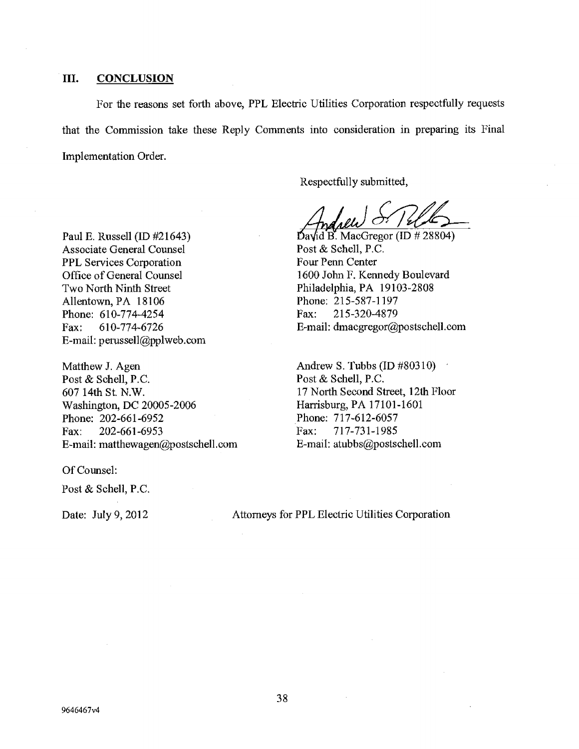## III. CONCLUSION

For the reasons set forth above, PPL Electric Utilities Corporation respectfully requests that the Commission take these Reply Comments into consideration in preparing its Final Implementation Order.

Respectfully submitted,

David B. MacGregor (ID # 28804)
Post & Schell, P.C.
Four Penn Center
1600 John F. Kennedy Boulevard
Philadelphia, PA 19103-2808
Phone: 215-587-1197
Fax: 215-320-4879
E-mail: dmacgregor@postschell.com

Paul E. Russell (ID #21643)
Associate General Counsel
PPL Services Corporation
Office of General Counsel
Two North Ninth Street
Allentown, PA 18106
Phone: 610-774-4254
Fax: 610-774-6726
E-mail: perussell@pplweb.com

Andrew S. Tubbs (ID #80310)
Post & Schell, P.C.
17 North Second Street, 12th Floor
Harrisburg, PA 17101-1601
Phone: 717-612-6057
Fax: 717-731-1985
E-mail: atubbs@postschell.com

Matthew J. Agen
Post & Schell, P.C.
607 14th St. N.W.
Washington, DC 20005-2006
Phone: 202-661-6952
Fax: 202-661-6953
E-mail: matthewagen@postschell.com

Of Counsel:

Post & Schell, P.C.

Date: July 9, 2012

Attorneys for PPL Electric Utilities Corporation

9646467v4